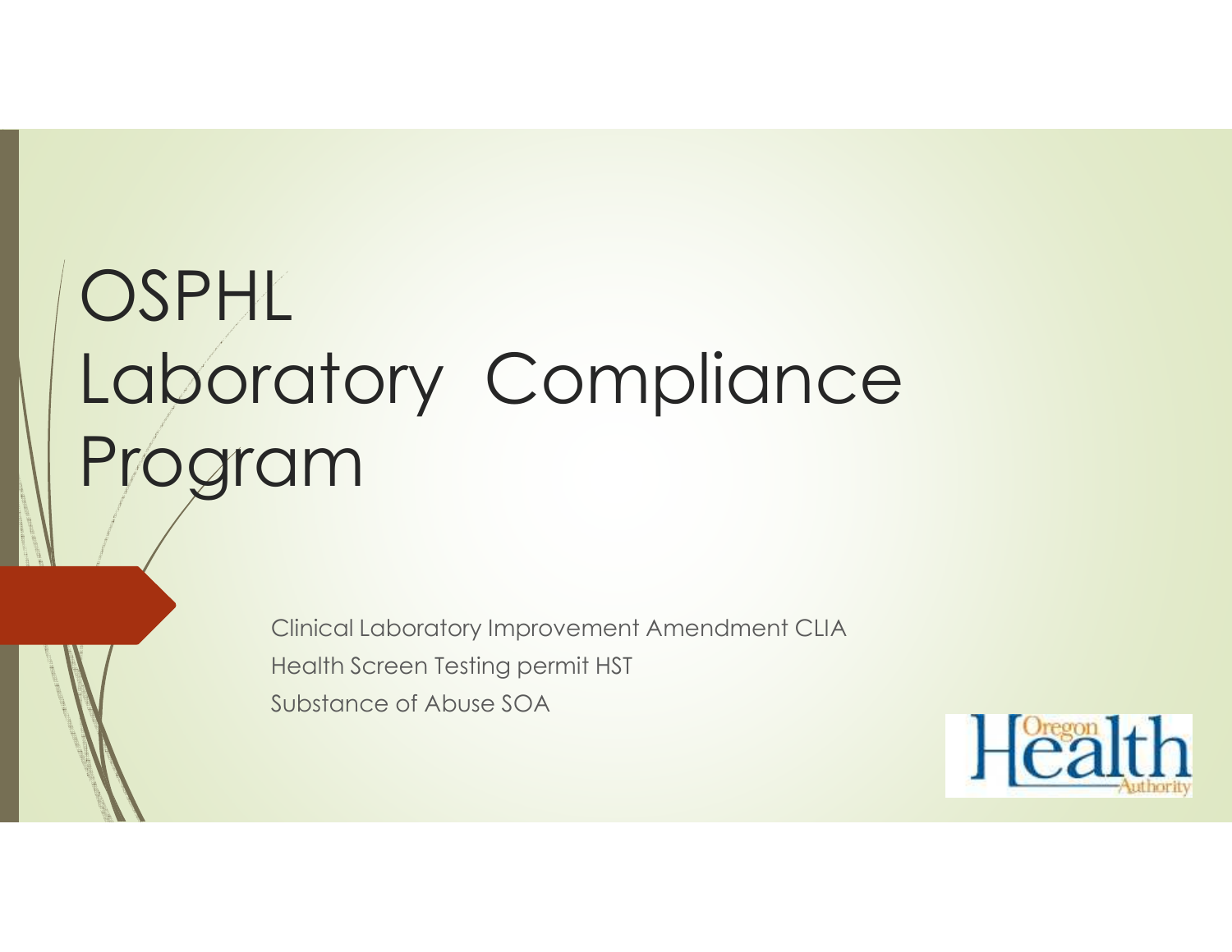# OSPHL Laboratory Compliance Program

Clinical Laboratory Improvement Amendment CLIA

Health Screen Testing permit HST

Substance of Abuse SOA

Oregon Health Authority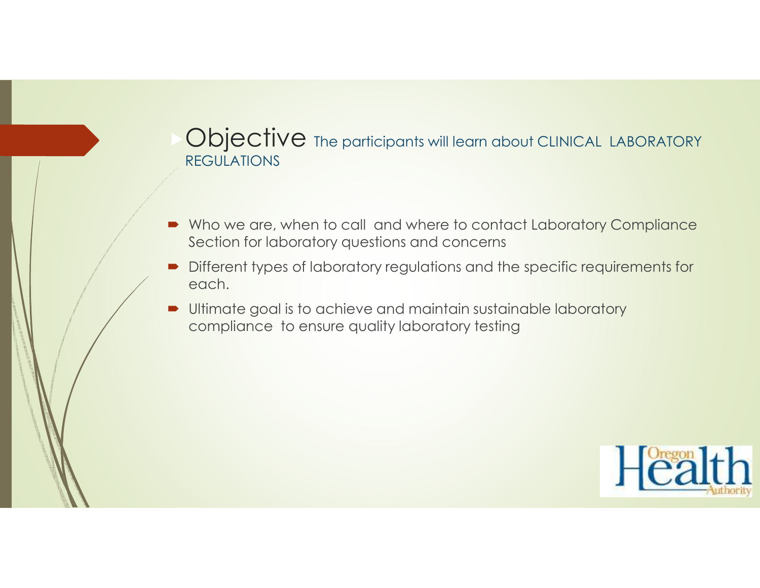## Objective The participants will learn about CLINICAL LABORATORY REGULATIONS

- Who we are, when to call and where to contact Laboratory Compliance Section for laboratory questions and concerns
- Different types of laboratory regulations and the specific requirements for each.
- Ultimate goal is to achieve and maintain sustainable laboratory compliance to ensure quality laboratory testing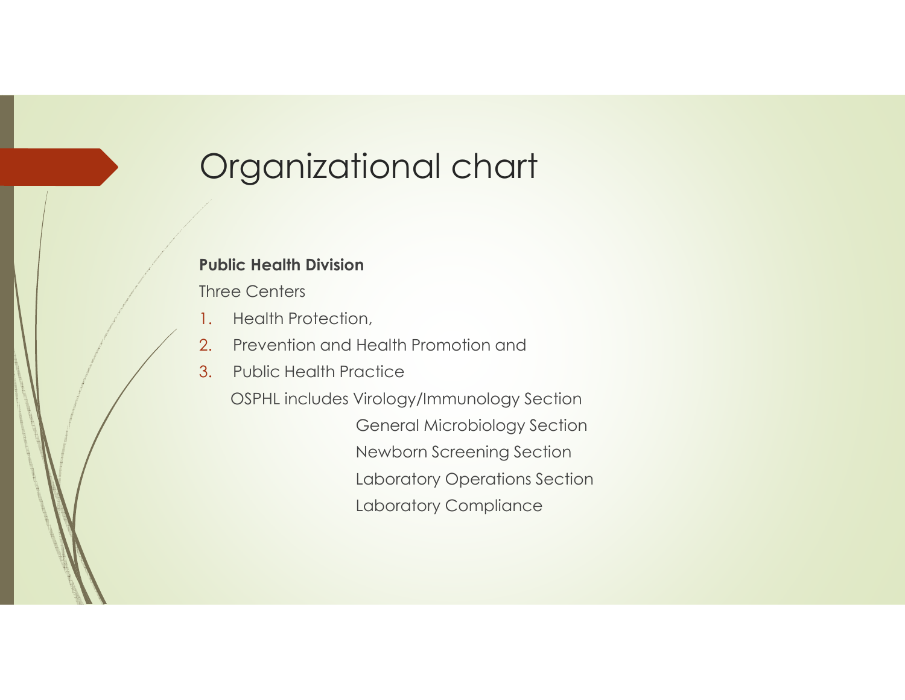# Organizational chart

**Public Health Division**

Three Centers

1. Health Protection,
2. Prevention and Health Promotion and
3. Public Health Practice

OSPHL includes Virology/Immunology Section

General Microbiology Section

Newborn Screening Section

Laboratory Operations Section

Laboratory Compliance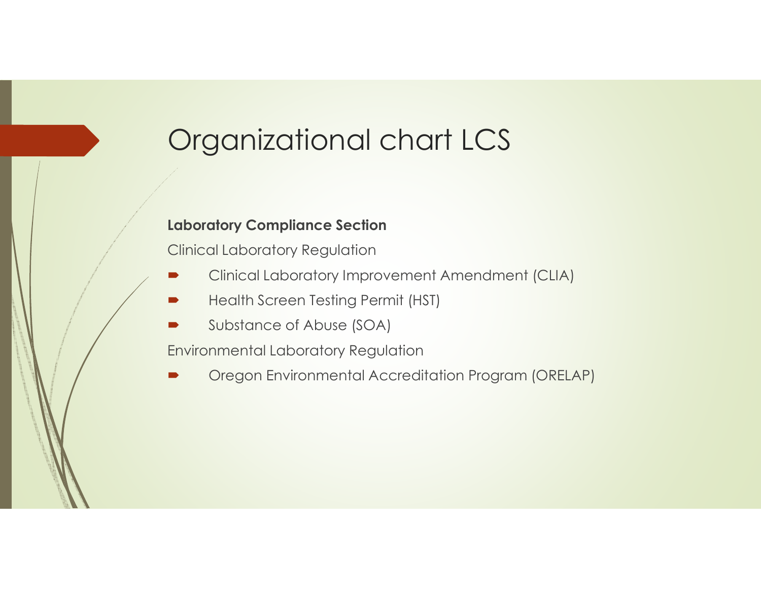# Organizational chart LCS

**Laboratory Compliance Section**

Clinical Laboratory Regulation

- Clinical Laboratory Improvement Amendment (CLIA)
- Health Screen Testing Permit (HST)
- Substance of Abuse (SOA)

Environmental Laboratory Regulation

- Oregon Environmental Accreditation Program (ORELAP)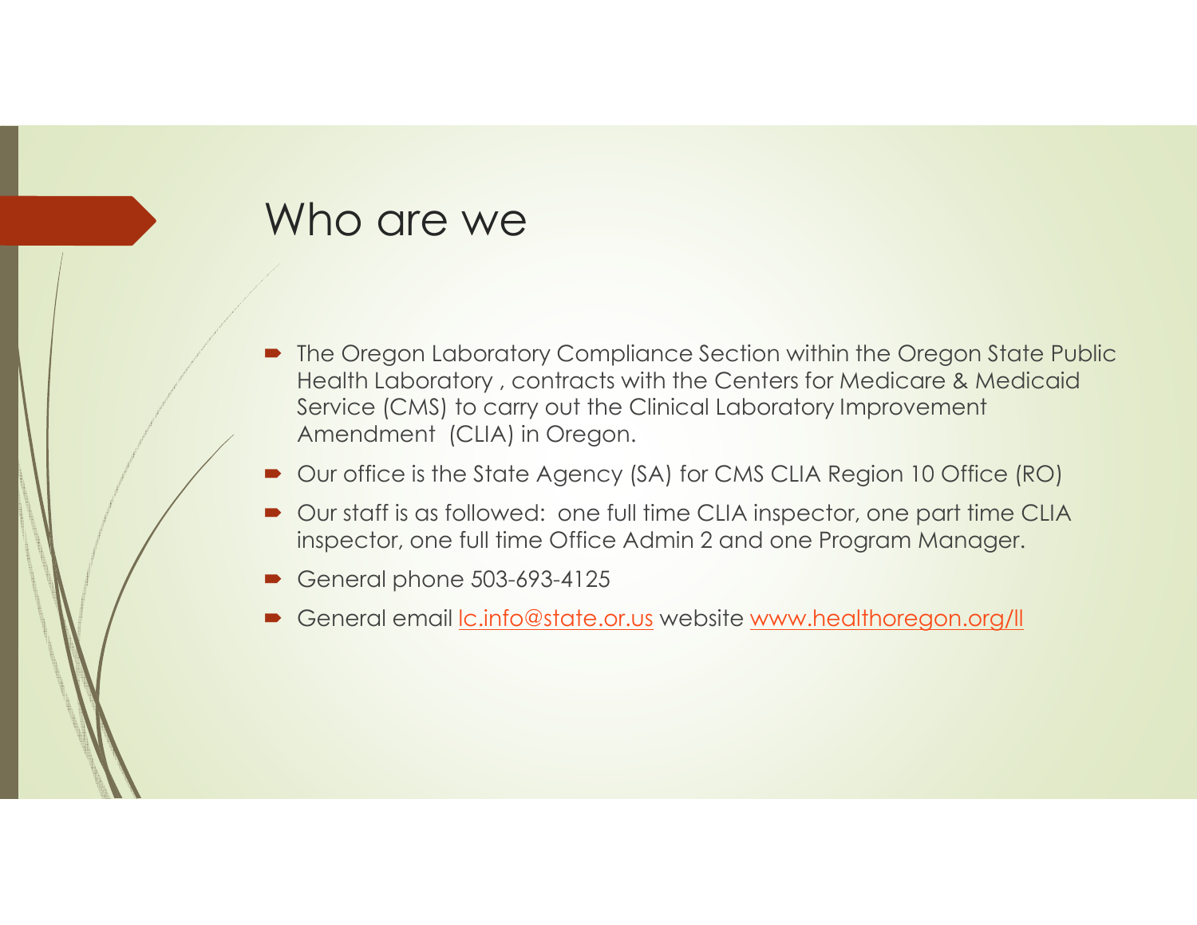# Who are we

- The Oregon Laboratory Compliance Section within the Oregon State Public Health Laboratory , contracts with the Centers for Medicare & Medicaid Service (CMS) to carry out the Clinical Laboratory Improvement Amendment (CLIA) in Oregon.
- Our office is the State Agency (SA) for CMS CLIA Region 10 Office (RO)
- Our staff is as followed: one full time CLIA inspector, one part time CLIA inspector, one full time Office Admin 2 and one Program Manager.
- General phone 503-693-4125
- General email lc.info@state.or.us website www.healthoregon.org/ll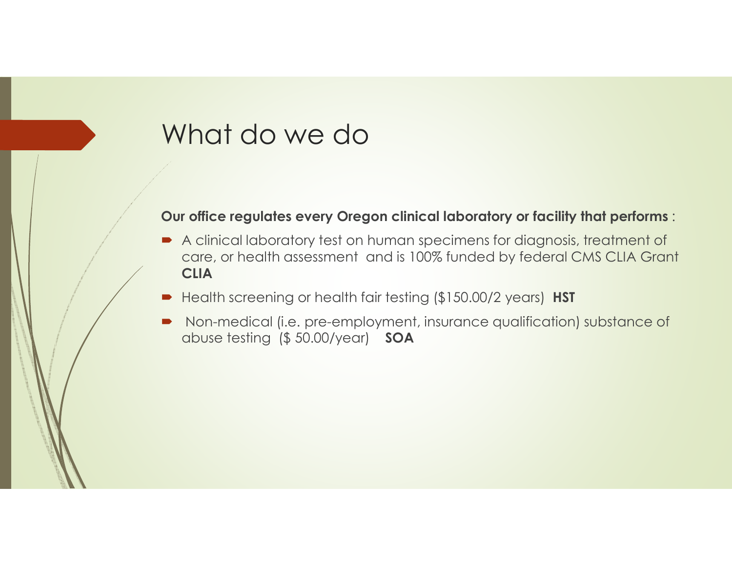# What do we do

**Our office regulates every Oregon clinical laboratory or facility that performs** :

- A clinical laboratory test on human specimens for diagnosis, treatment of care, or health assessment and is 100% funded by federal CMS CLIA Grant **CLIA**
- Health screening or health fair testing ($150.00/2 years) **HST**
- Non-medical (i.e. pre-employment, insurance qualification) substance of abuse testing ($ 50.00/year) **SOA**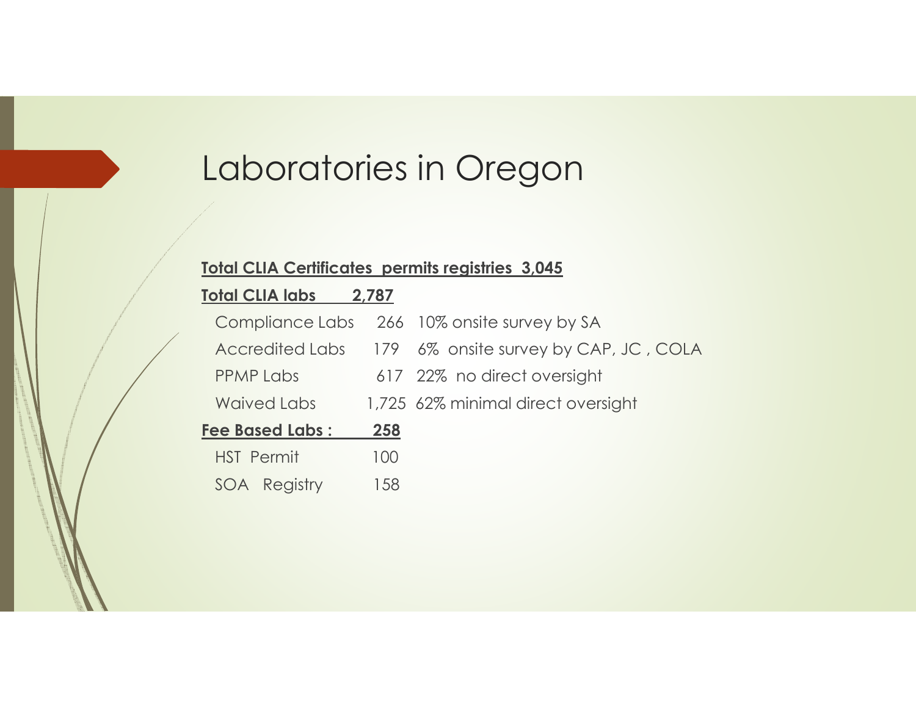# Laboratories in Oregon

**Total CLIA Certificates permits registries 3,045**

**Total CLIA labs 2,787**

| | | |
|---|---|---|
| Compliance Labs | 266 | 10% onsite survey by SA |
| Accredited Labs | 179 | 6% onsite survey by CAP, JC , COLA |
| PPMP Labs | 617 | 22% no direct oversight |
| Waived Labs | 1,725 | 62% minimal direct oversight |

**Fee Based Labs : 258**

| | |
|---|---|
| HST Permit | 100 |
| SOA Registry | 158 |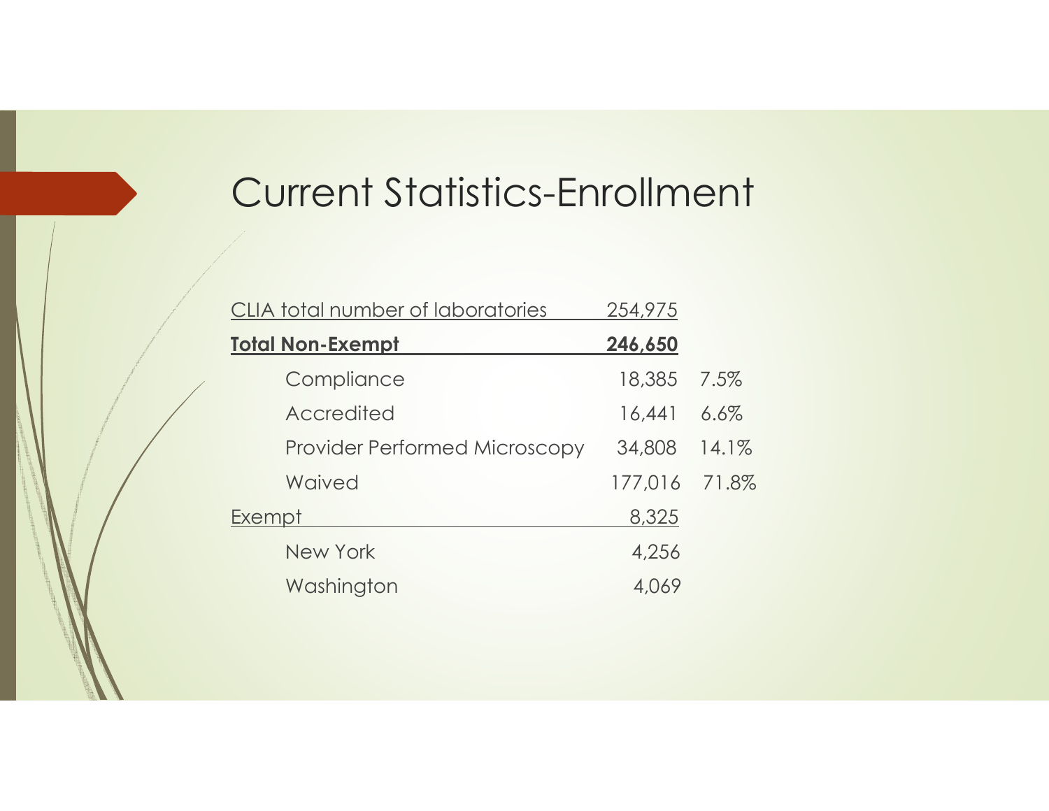# Current Statistics-Enrollment

| CLIA total number of laboratories | 254,975 | |
|---|---|---|
| **Total Non-Exempt** | **246,650** | |
| Compliance | 18,385 | 7.5% |
| Accredited | 16,441 | 6.6% |
| Provider Performed Microscopy | 34,808 | 14.1% |
| Waived | 177,016 | 71.8% |
| Exempt | 8,325 | |
| New York | 4,256 | |
| Washington | 4,069 | |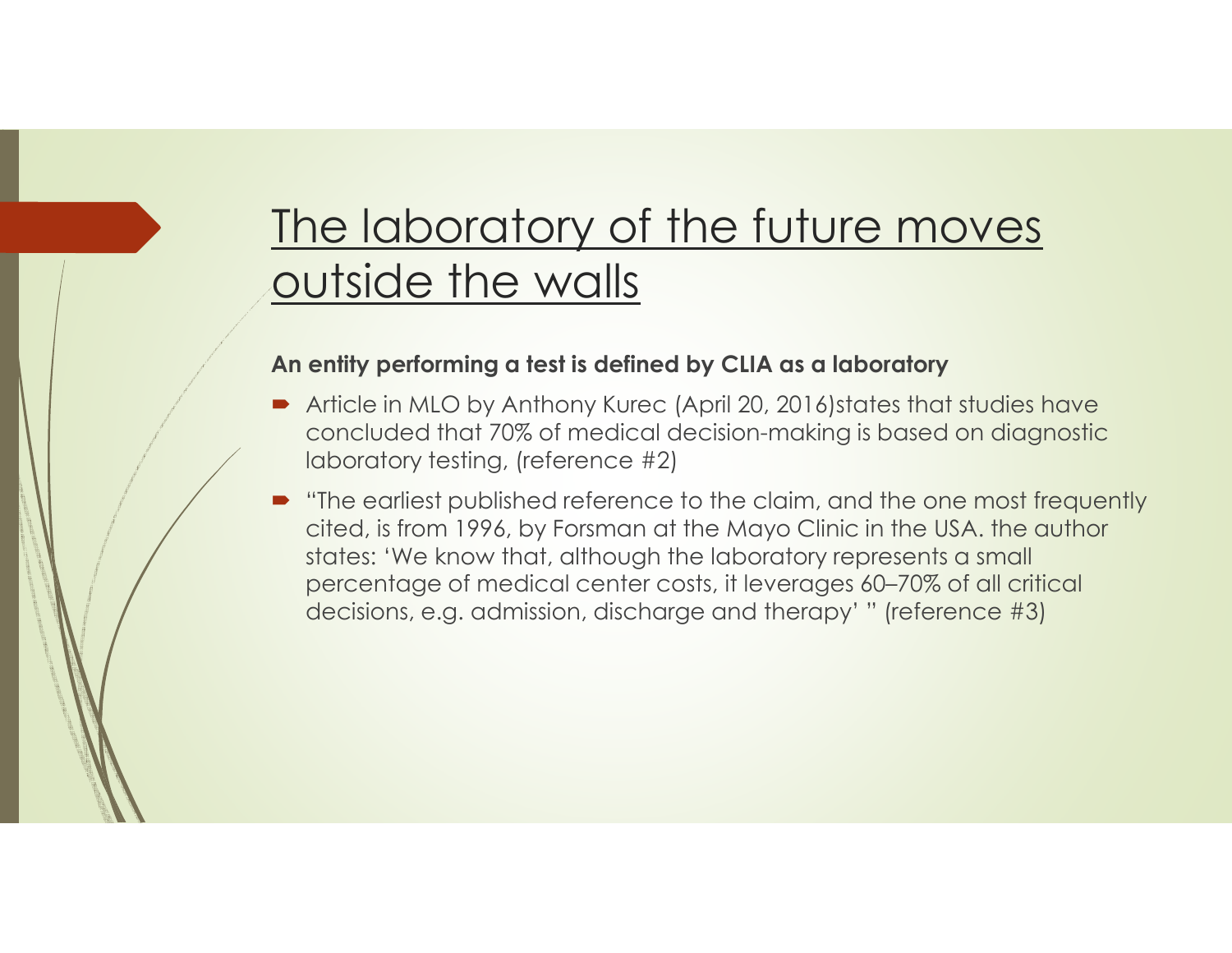# The laboratory of the future moves outside the walls

**An entity performing a test is defined by CLIA as a laboratory**

- Article in MLO by Anthony Kurec (April 20, 2016)states that studies have concluded that 70% of medical decision-making is based on diagnostic laboratory testing, (reference #2)
- "The earliest published reference to the claim, and the one most frequently cited, is from 1996, by Forsman at the Mayo Clinic in the USA. the author states: 'We know that, although the laboratory represents a small percentage of medical center costs, it leverages 60–70% of all critical decisions, e.g. admission, discharge and therapy' " (reference #3)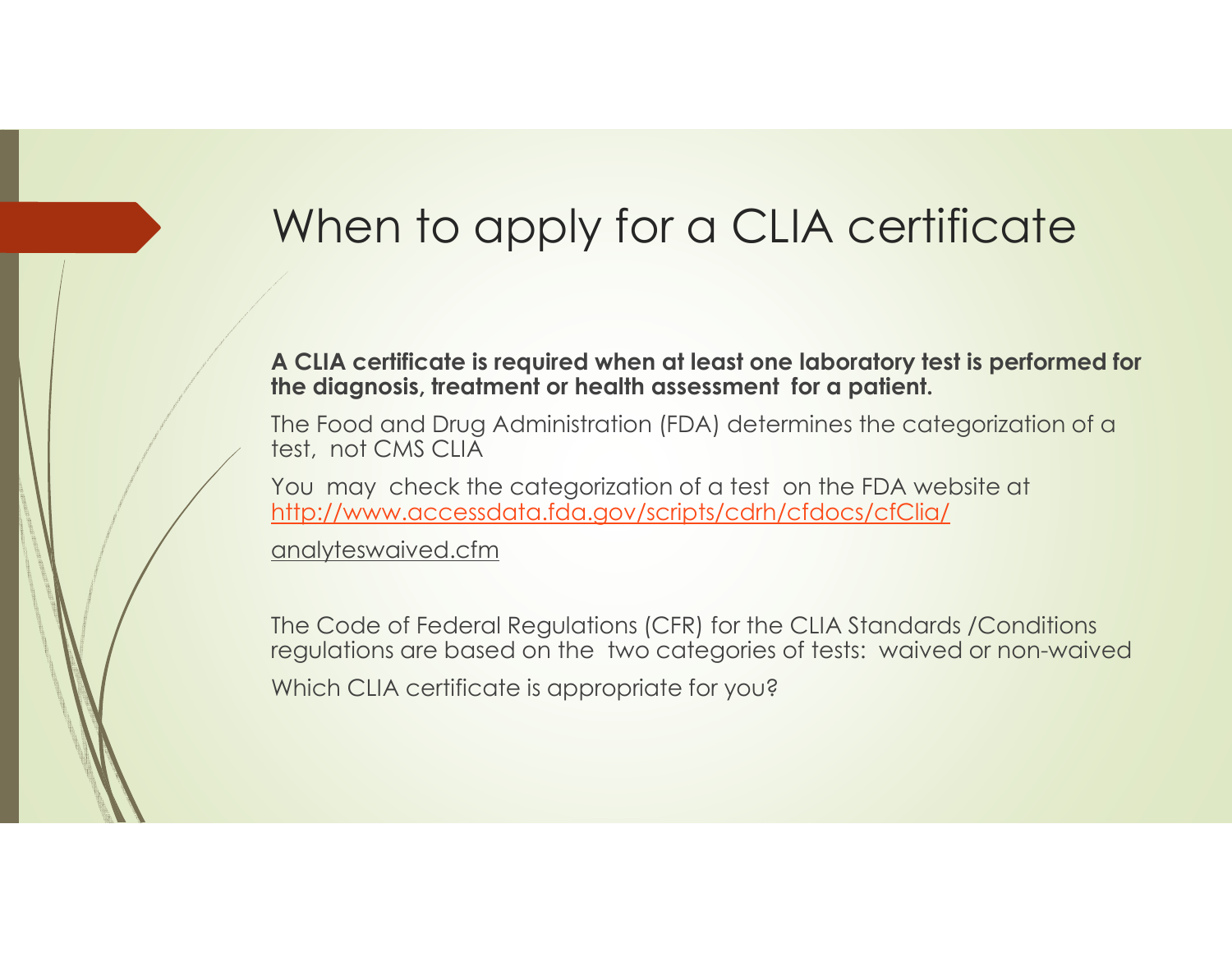# When to apply for a CLIA certificate

**A CLIA certificate is required when at least one laboratory test is performed for the diagnosis, treatment or health assessment for a patient.**

The Food and Drug Administration (FDA) determines the categorization of a test, not CMS CLIA

You may check the categorization of a test on the FDA website at http://www.accessdata.fda.gov/scripts/cdrh/cfdocs/cfClia/analyteswaived.cfm

The Code of Federal Regulations (CFR) for the CLIA Standards /Conditions regulations are based on the two categories of tests: waived or non-waived

Which CLIA certificate is appropriate for you?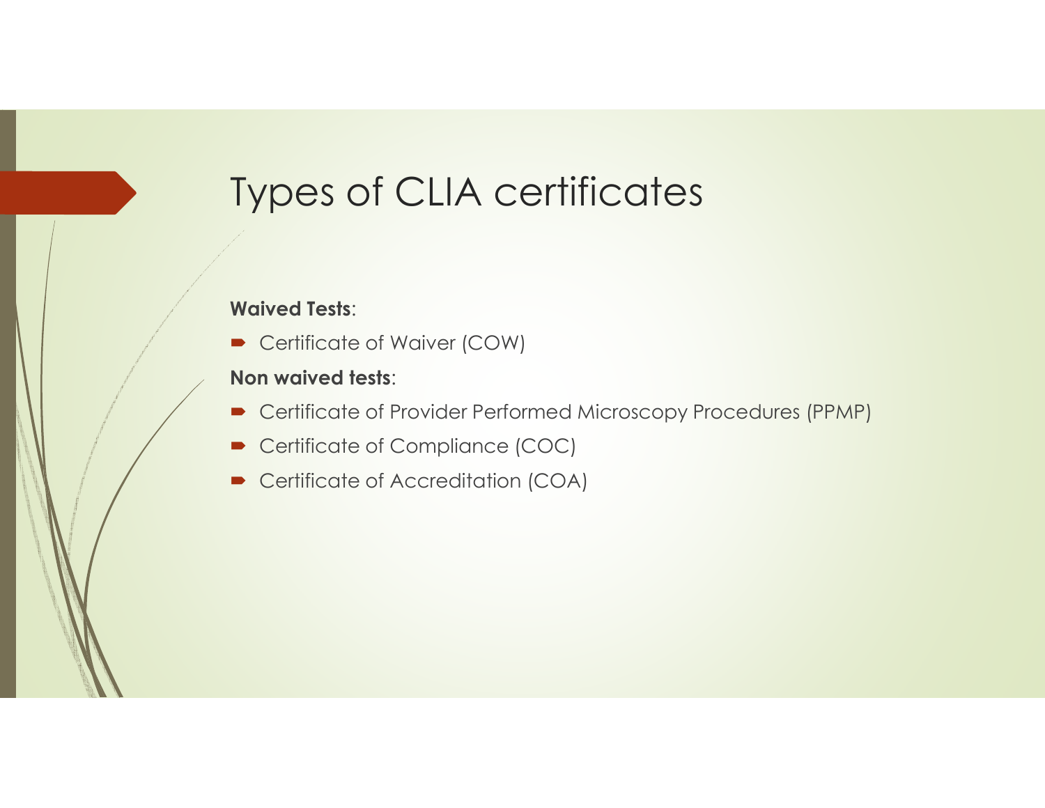# Types of CLIA certificates

**Waived Tests**:

- Certificate of Waiver (COW)

**Non waived tests**:

- Certificate of Provider Performed Microscopy Procedures (PPMP)
- Certificate of Compliance (COC)
- Certificate of Accreditation (COA)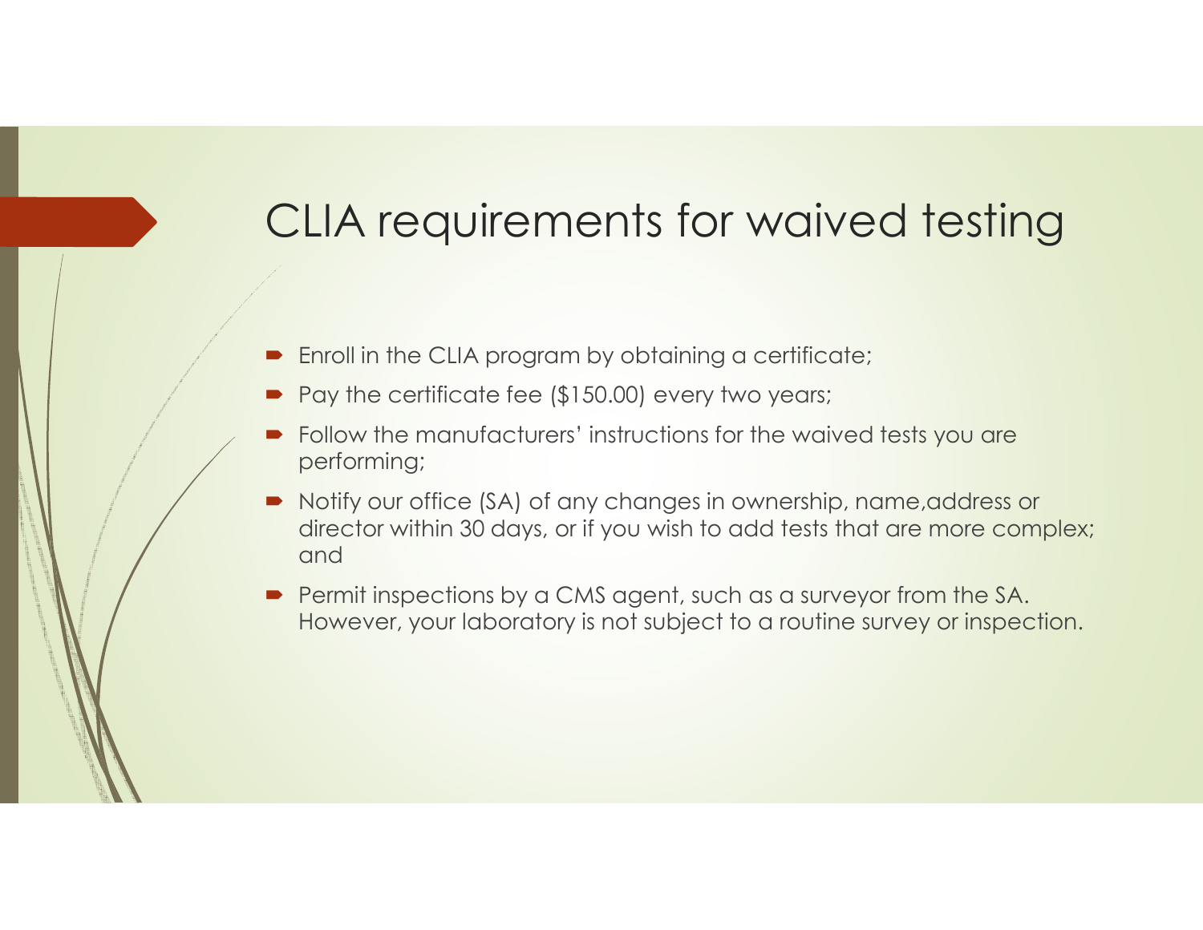# CLIA requirements for waived testing

- Enroll in the CLIA program by obtaining a certificate;
- Pay the certificate fee ($150.00) every two years;
- Follow the manufacturers' instructions for the waived tests you are performing;
- Notify our office (SA) of any changes in ownership, name,address or director within 30 days, or if you wish to add tests that are more complex; and
- Permit inspections by a CMS agent, such as a surveyor from the SA. However, your laboratory is not subject to a routine survey or inspection.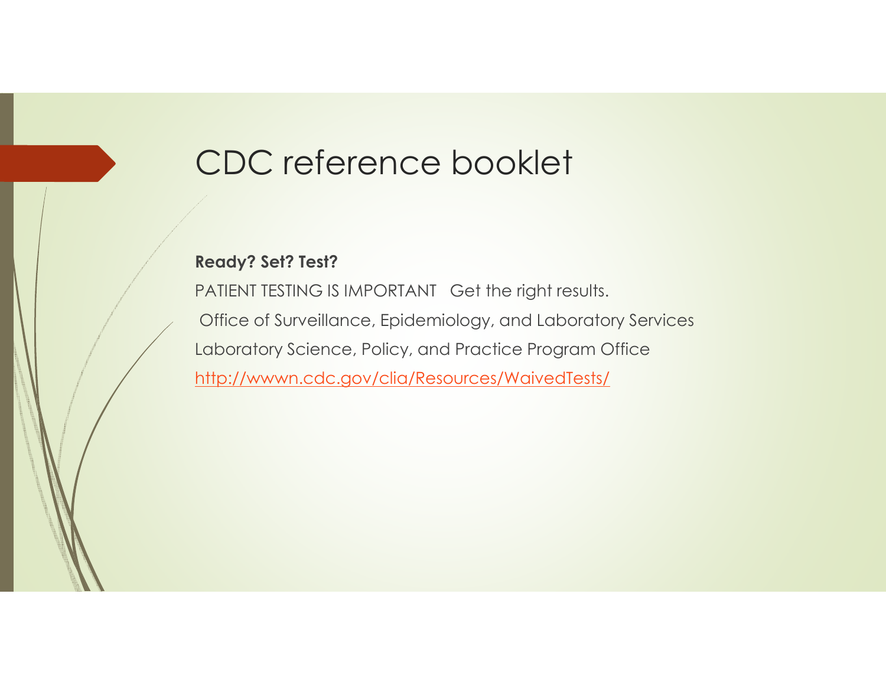# CDC reference booklet

**Ready? Set? Test?**

PATIENT TESTING IS IMPORTANT Get the right results.

Office of Surveillance, Epidemiology, and Laboratory Services

Laboratory Science, Policy, and Practice Program Office

http://wwwn.cdc.gov/clia/Resources/WaivedTests/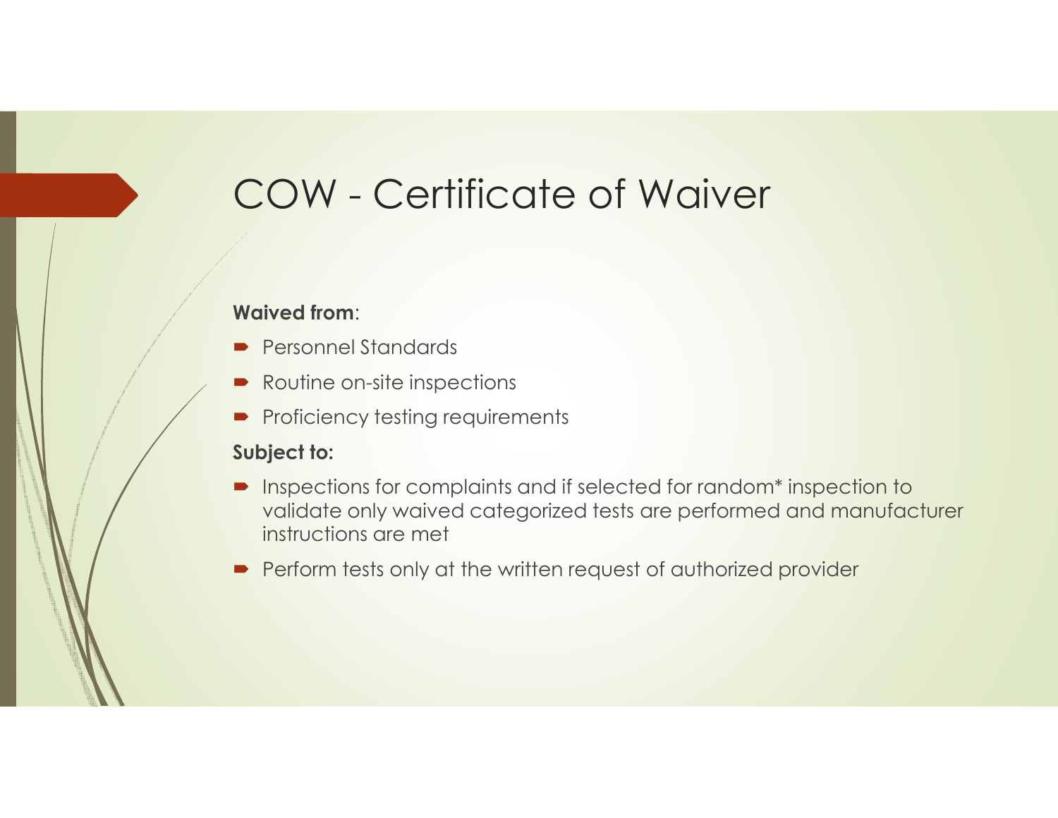# COW - Certificate of Waiver

**Waived from**:

- Personnel Standards
- Routine on-site inspections
- Proficiency testing requirements

**Subject to:**

- Inspections for complaints and if selected for random* inspection to validate only waived categorized tests are performed and manufacturer instructions are met
- Perform tests only at the written request of authorized provider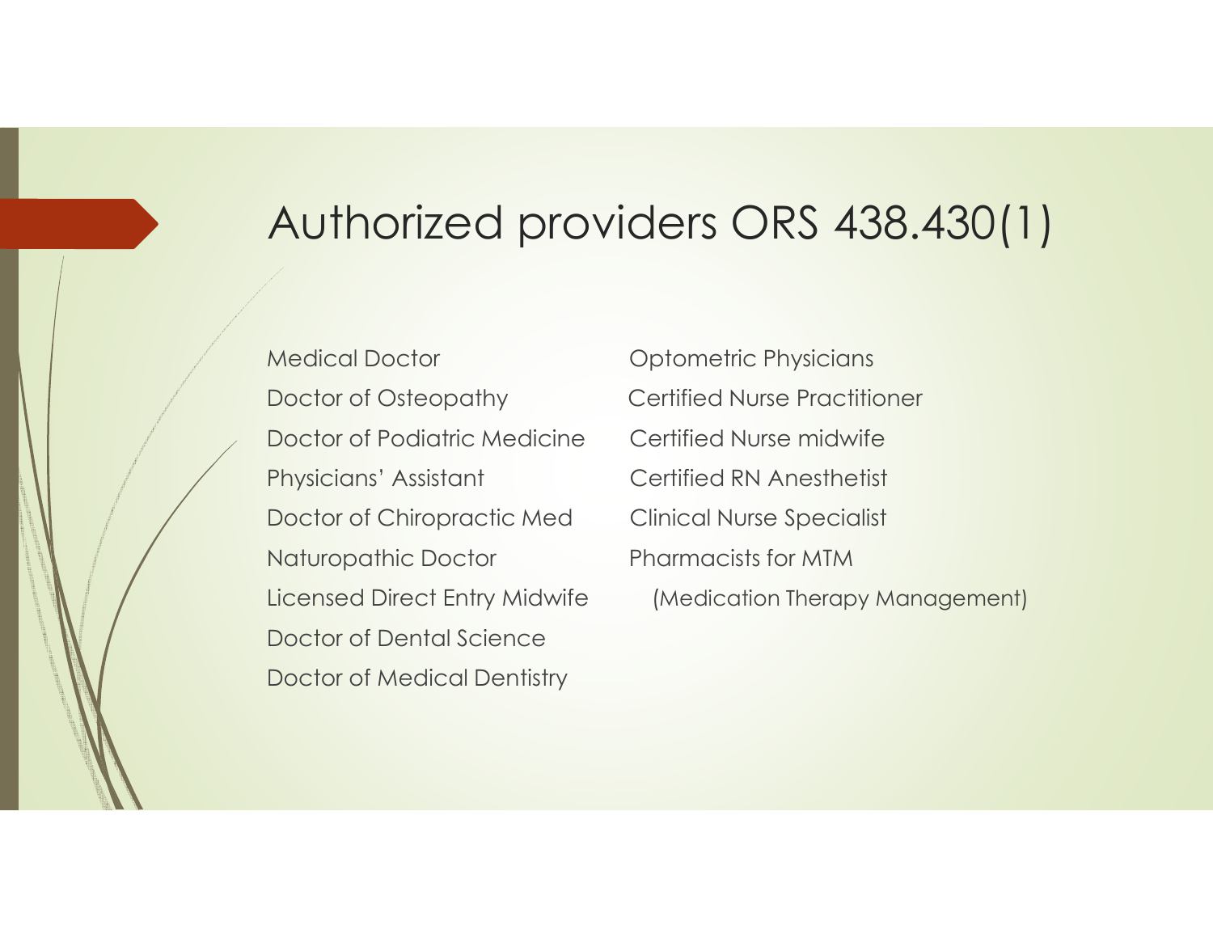# Authorized providers ORS 438.430(1)

- Medical Doctor
- Doctor of Osteopathy
- Doctor of Podiatric Medicine
- Physicians' Assistant
- Doctor of Chiropractic Med
- Naturopathic Doctor
- Licensed Direct Entry Midwife
- Doctor of Dental Science
- Doctor of Medical Dentistry
- Optometric Physicians
- Certified Nurse Practitioner
- Certified Nurse midwife
- Certified RN Anesthetist
- Clinical Nurse Specialist
- Pharmacists for MTM
  (Medication Therapy Management)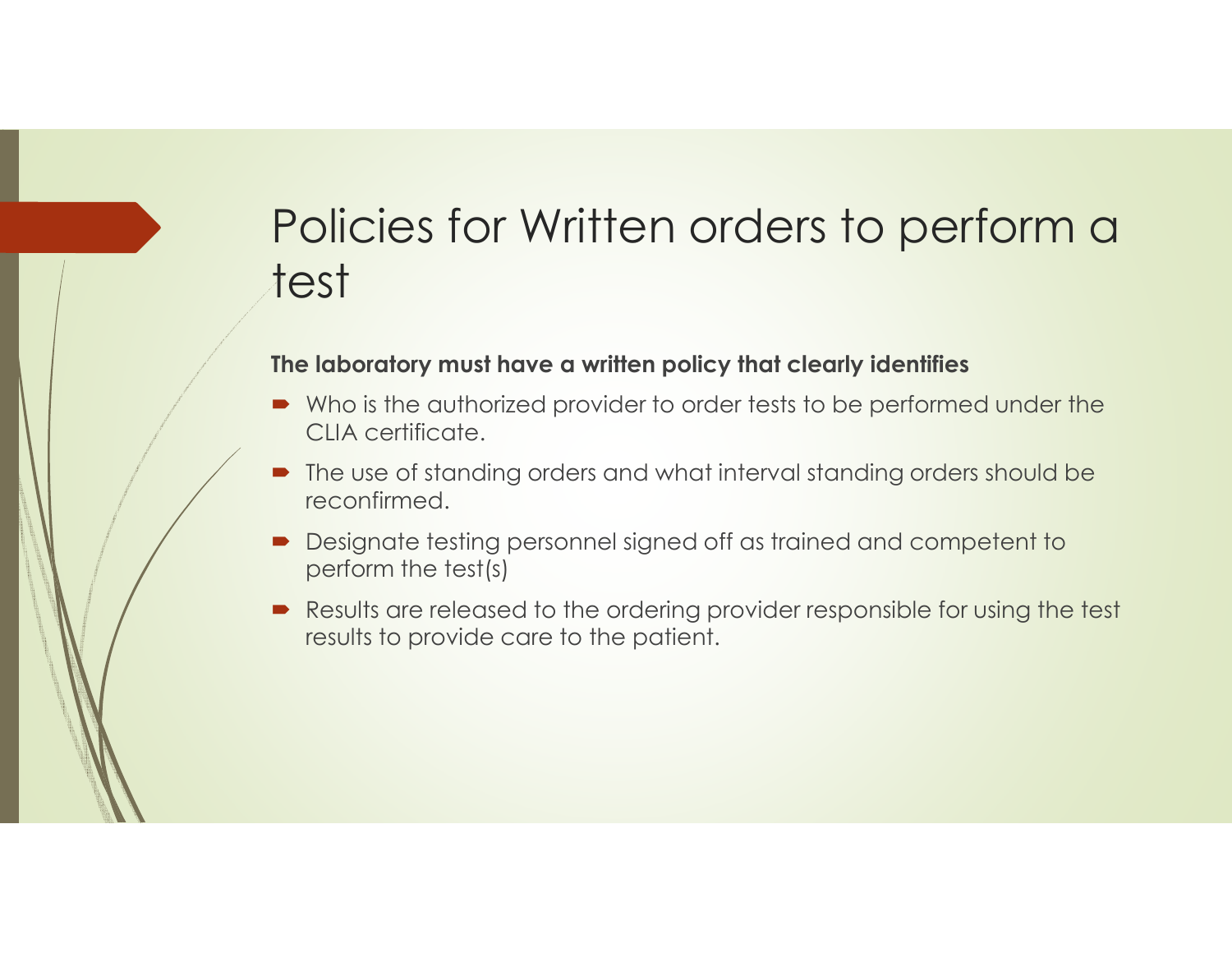# Policies for Written orders to perform a test

**The laboratory must have a written policy that clearly identifies**

- Who is the authorized provider to order tests to be performed under the CLIA certificate.
- The use of standing orders and what interval standing orders should be reconfirmed.
- Designate testing personnel signed off as trained and competent to perform the test(s)
- Results are released to the ordering provider responsible for using the test results to provide care to the patient.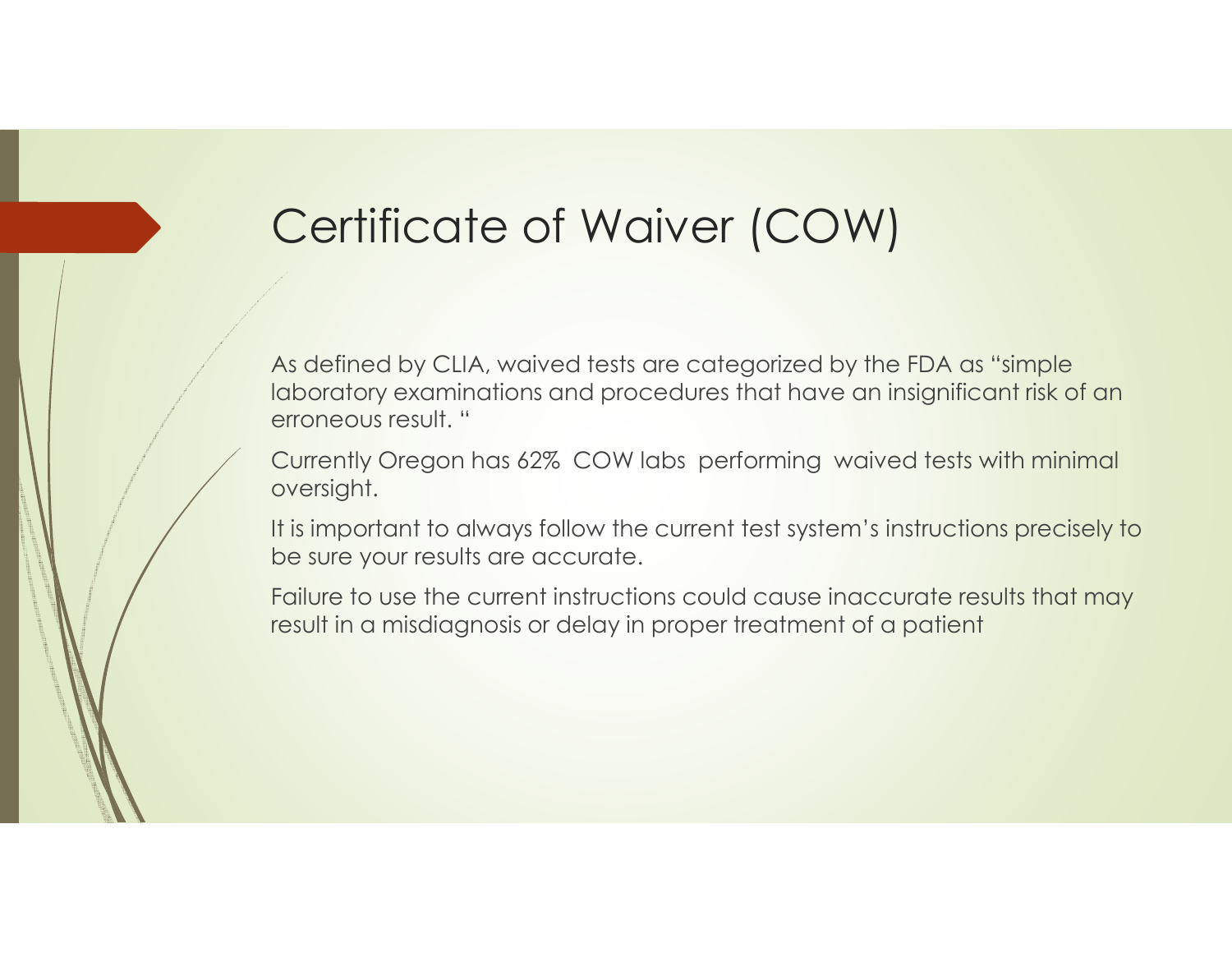# Certificate of Waiver (COW)

As defined by CLIA, waived tests are categorized by the FDA as "simple laboratory examinations and procedures that have an insignificant risk of an erroneous result. "

Currently Oregon has 62% COW labs performing waived tests with minimal oversight.

It is important to always follow the current test system's instructions precisely to be sure your results are accurate.

Failure to use the current instructions could cause inaccurate results that may result in a misdiagnosis or delay in proper treatment of a patient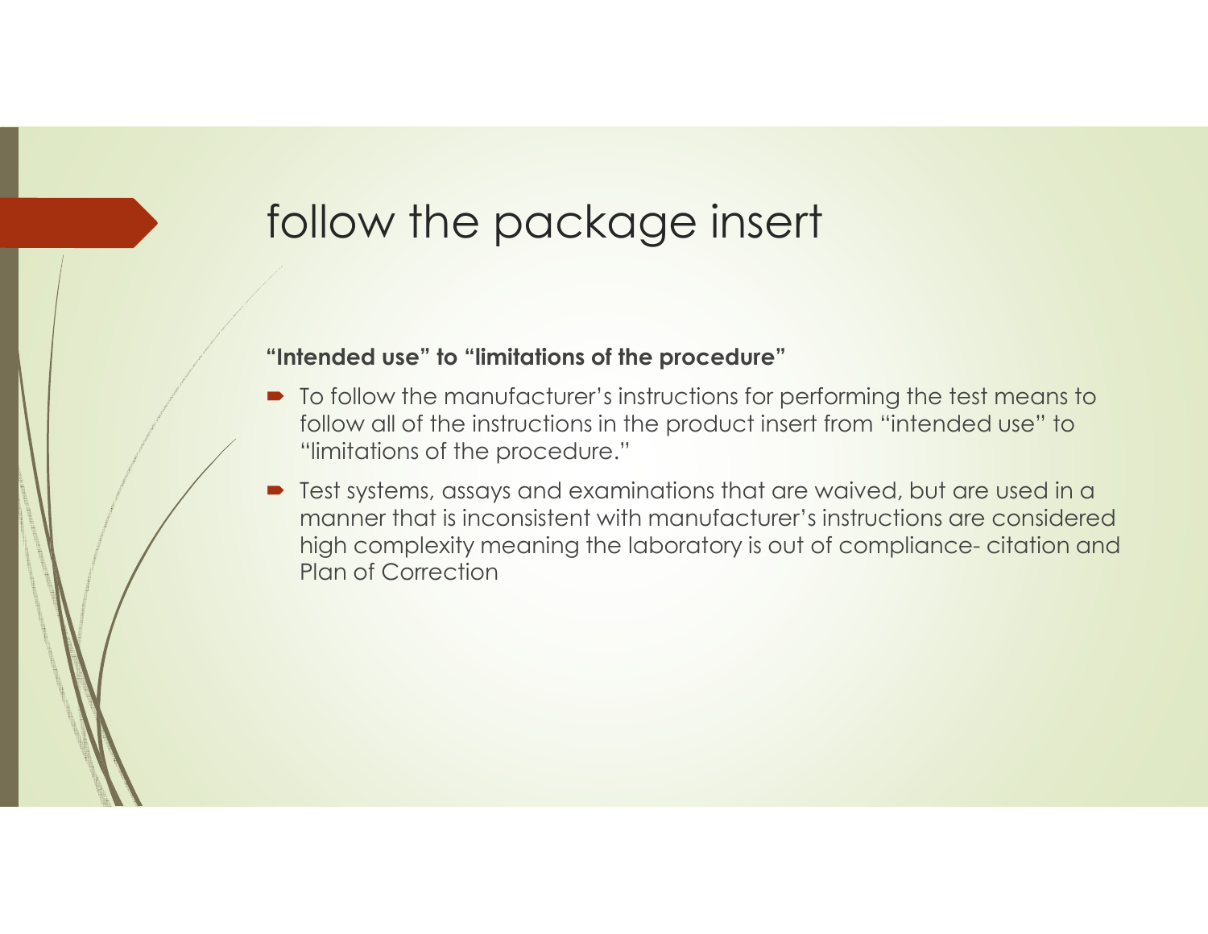# follow the package insert

**“Intended use” to “limitations of the procedure”**

- To follow the manufacturer’s instructions for performing the test means to follow all of the instructions in the product insert from “intended use” to “limitations of the procedure.”
- Test systems, assays and examinations that are waived, but are used in a manner that is inconsistent with manufacturer’s instructions are considered high complexity meaning the laboratory is out of compliance- citation and Plan of Correction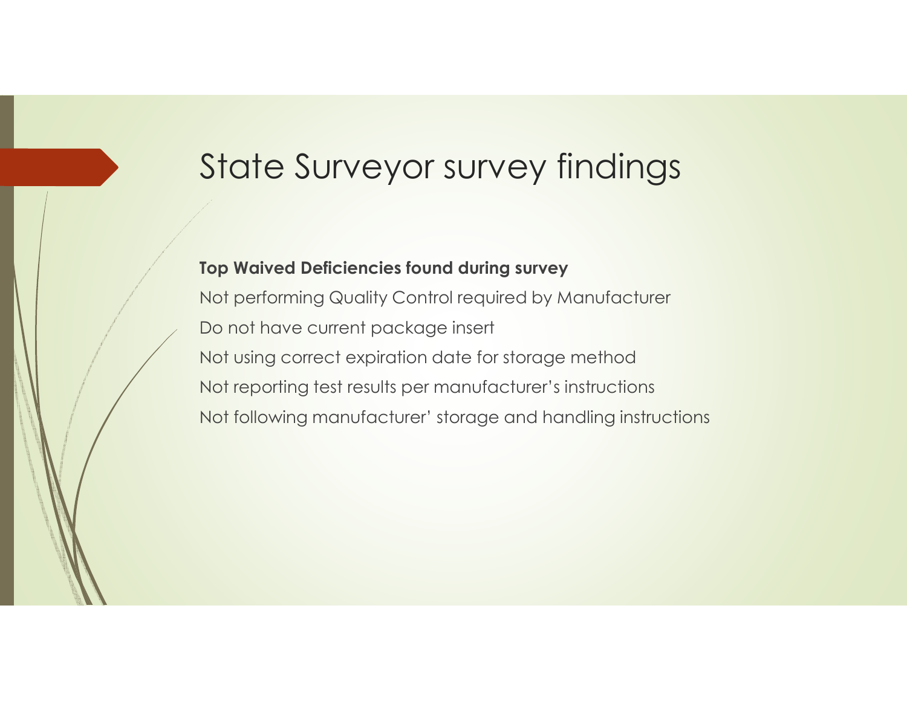# State Surveyor survey findings

**Top Waived Deficiencies found during survey**

Not performing Quality Control required by Manufacturer

Do not have current package insert

Not using correct expiration date for storage method

Not reporting test results per manufacturer's instructions

Not following manufacturer' storage and handling instructions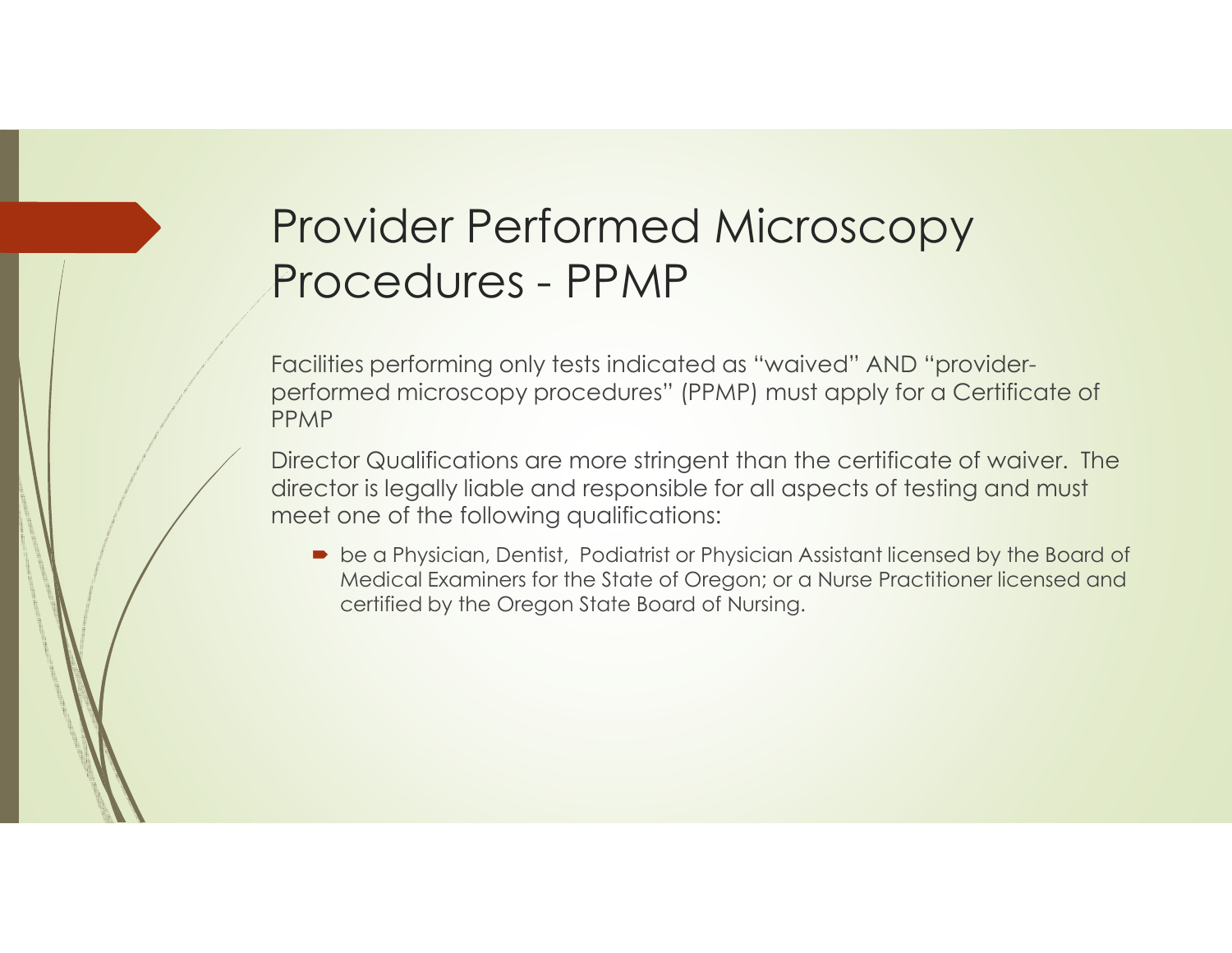# Provider Performed Microscopy Procedures - PPMP

Facilities performing only tests indicated as "waived" AND "provider-performed microscopy procedures" (PPMP) must apply for a Certificate of PPMP

Director Qualifications are more stringent than the certificate of waiver. The director is legally liable and responsible for all aspects of testing and must meet one of the following qualifications:

- be a Physician, Dentist, Podiatrist or Physician Assistant licensed by the Board of Medical Examiners for the State of Oregon; or a Nurse Practitioner licensed and certified by the Oregon State Board of Nursing.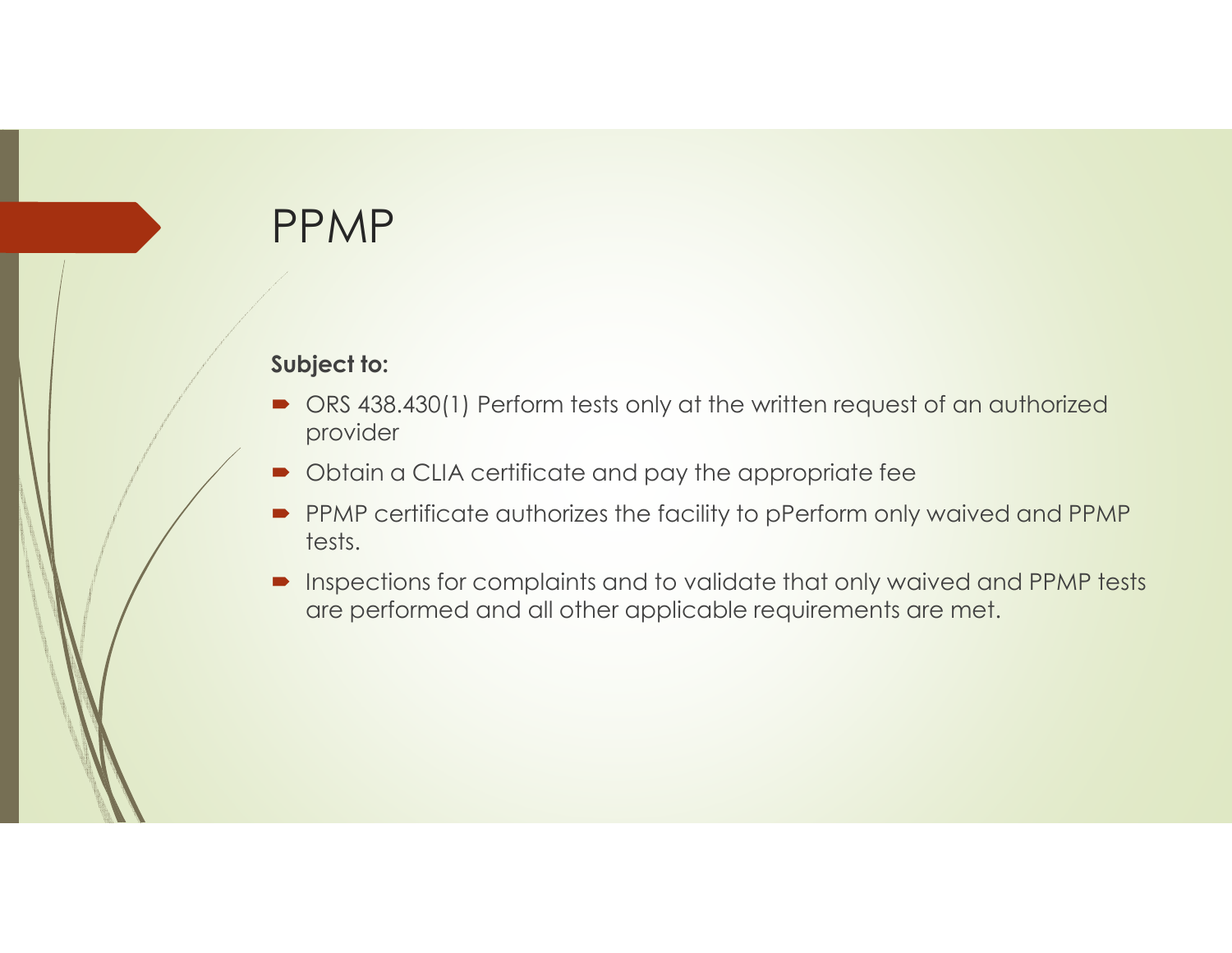# PPMP

**Subject to:**

- ORS 438.430(1) Perform tests only at the written request of an authorized provider
- Obtain a CLIA certificate and pay the appropriate fee
- PPMP certificate authorizes the facility to pPerform only waived and PPMP tests.
- Inspections for complaints and to validate that only waived and PPMP tests are performed and all other applicable requirements are met.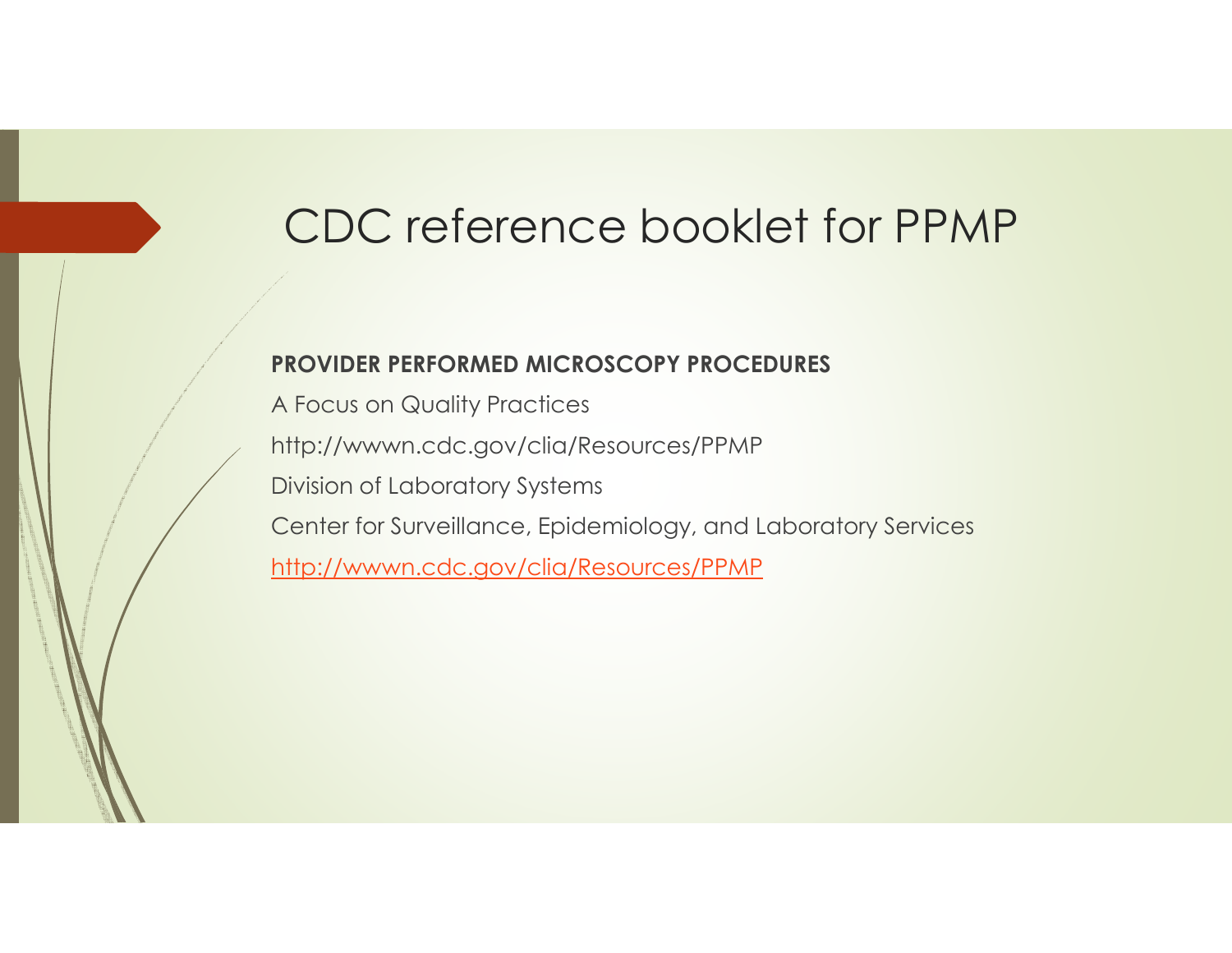# CDC reference booklet for PPMP

**PROVIDER PERFORMED MICROSCOPY PROCEDURES**

A Focus on Quality Practices

http://wwwn.cdc.gov/clia/Resources/PPMP

Division of Laboratory Systems

Center for Surveillance, Epidemiology, and Laboratory Services

http://wwwn.cdc.gov/clia/Resources/PPMP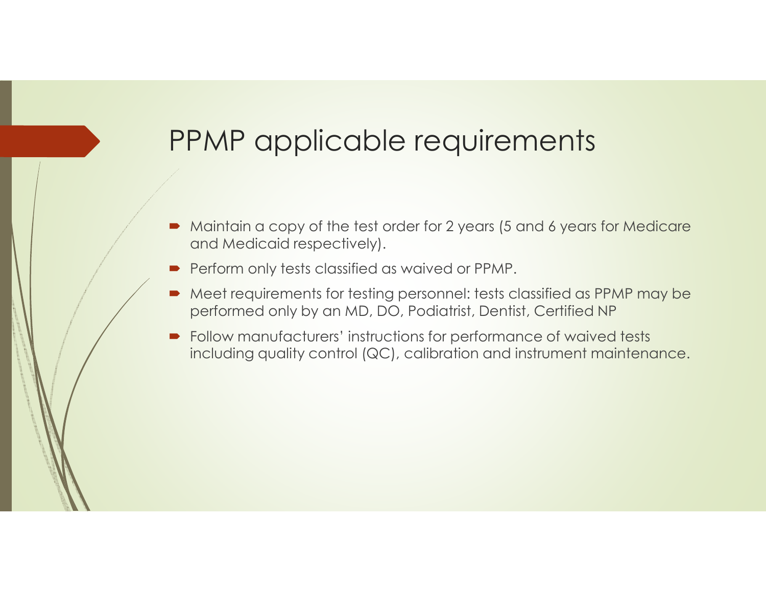# PPMP applicable requirements

- Maintain a copy of the test order for 2 years (5 and 6 years for Medicare and Medicaid respectively).
- Perform only tests classified as waived or PPMP.
- Meet requirements for testing personnel: tests classified as PPMP may be performed only by an MD, DO, Podiatrist, Dentist, Certified NP
- Follow manufacturers' instructions for performance of waived tests including quality control (QC), calibration and instrument maintenance.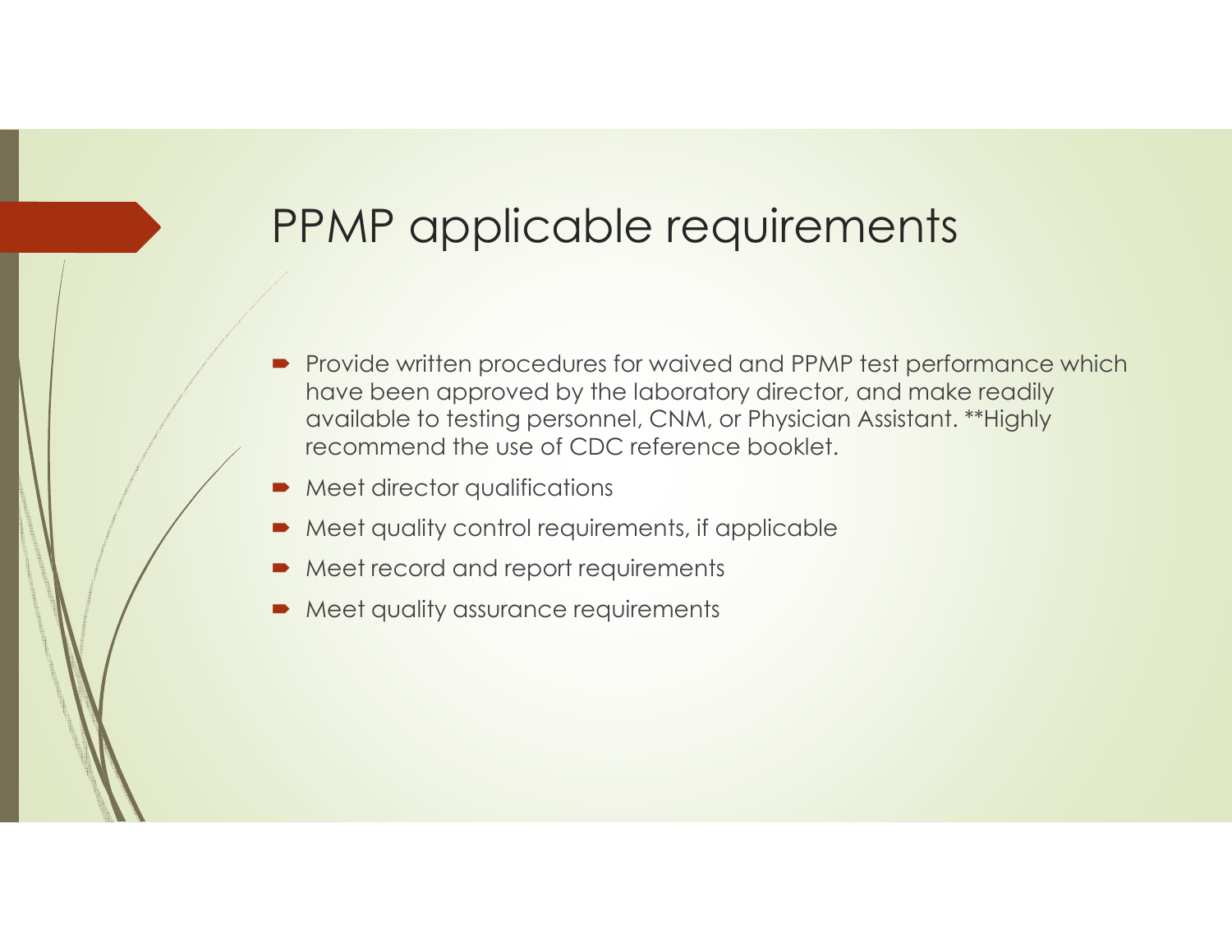# PPMP applicable requirements

- Provide written procedures for waived and PPMP test performance which have been approved by the laboratory director, and make readily available to testing personnel, CNM, or Physician Assistant. **Highly recommend the use of CDC reference booklet.
- Meet director qualifications
- Meet quality control requirements, if applicable
- Meet record and report requirements
- Meet quality assurance requirements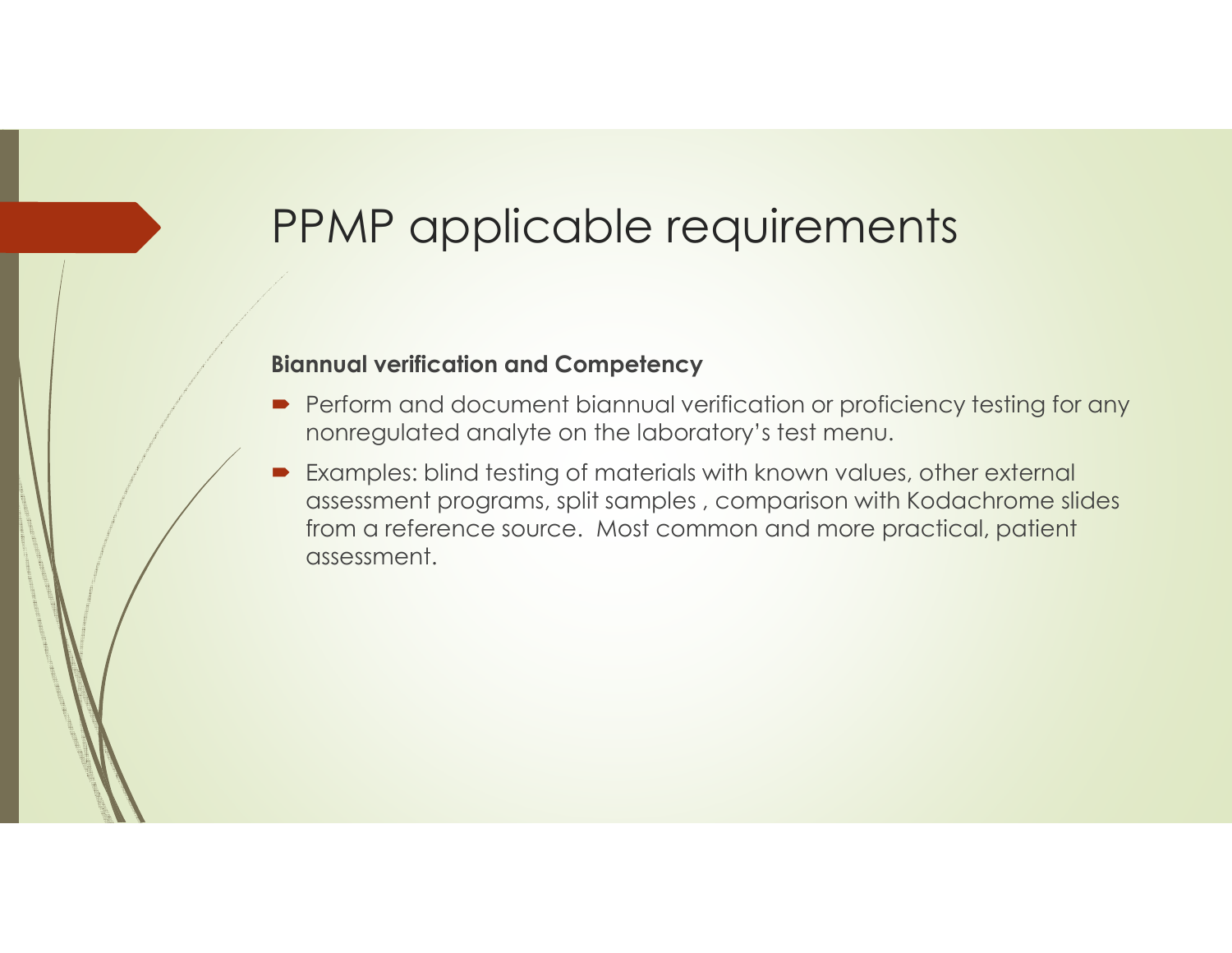# PPMP applicable requirements

**Biannual verification and Competency**

- Perform and document biannual verification or proficiency testing for any nonregulated analyte on the laboratory's test menu.
- Examples: blind testing of materials with known values, other external assessment programs, split samples , comparison with Kodachrome slides from a reference source. Most common and more practical, patient assessment.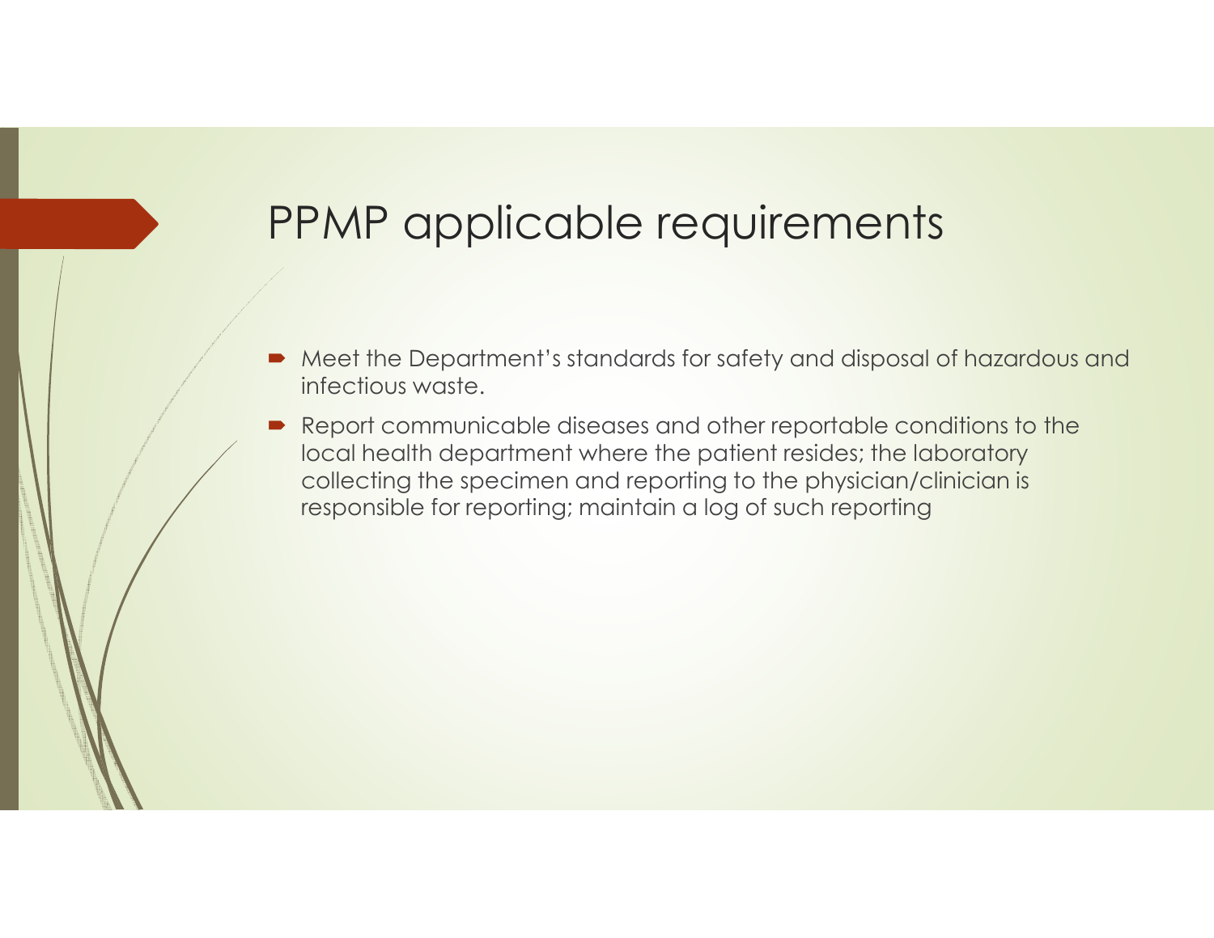# PPMP applicable requirements

- Meet the Department's standards for safety and disposal of hazardous and infectious waste.
- Report communicable diseases and other reportable conditions to the local health department where the patient resides; the laboratory collecting the specimen and reporting to the physician/clinician is responsible for reporting; maintain a log of such reporting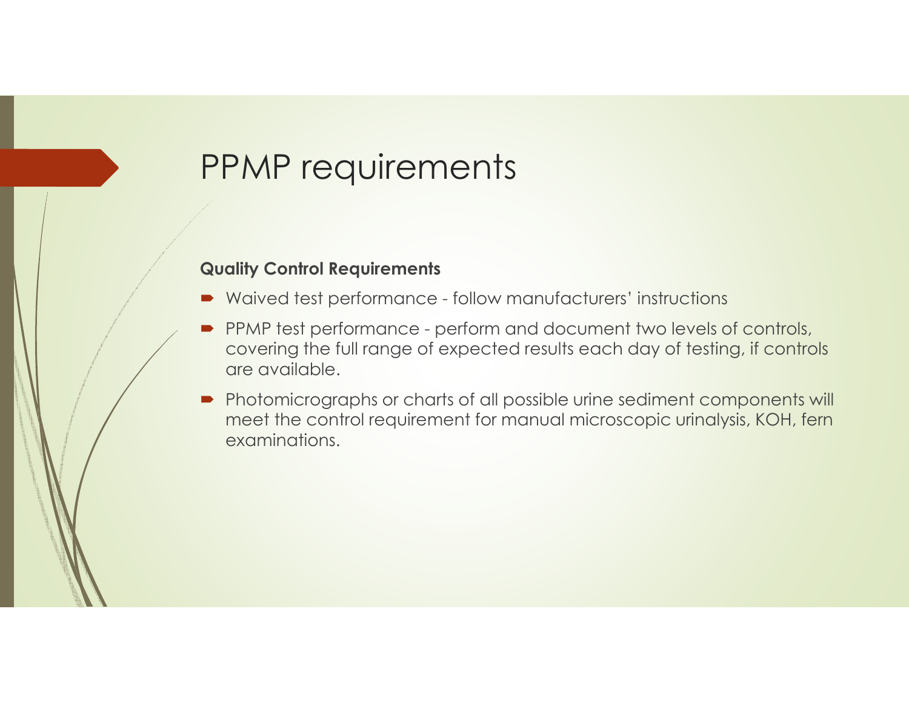# PPMP requirements

**Quality Control Requirements**

- Waived test performance - follow manufacturers' instructions
- PPMP test performance - perform and document two levels of controls, covering the full range of expected results each day of testing, if controls are available.
- Photomicrographs or charts of all possible urine sediment components will meet the control requirement for manual microscopic urinalysis, KOH, fern examinations.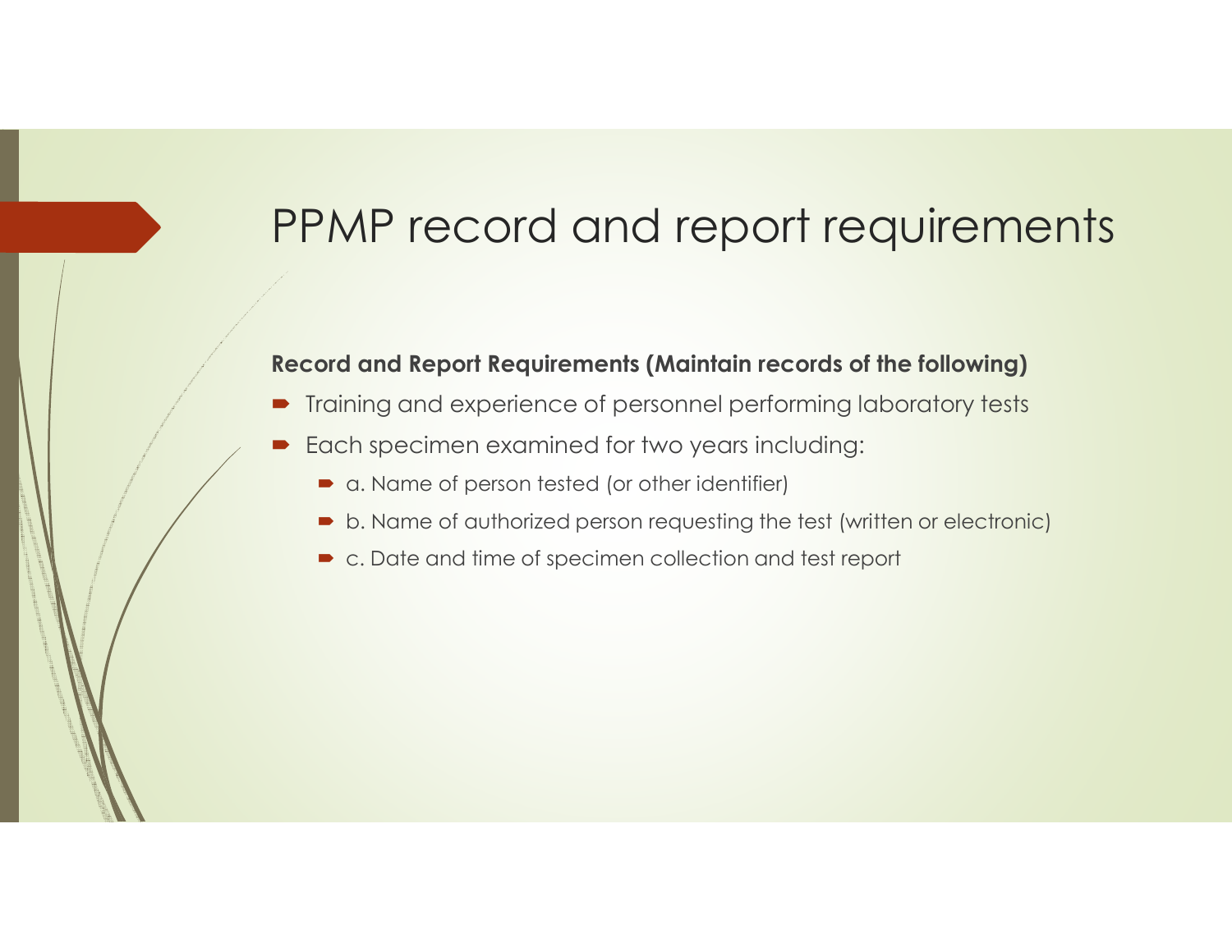# PPMP record and report requirements

**Record and Report Requirements (Maintain records of the following)**

- Training and experience of personnel performing laboratory tests
- Each specimen examined for two years including:
  - a. Name of person tested (or other identifier)
  - b. Name of authorized person requesting the test (written or electronic)
  - c. Date and time of specimen collection and test report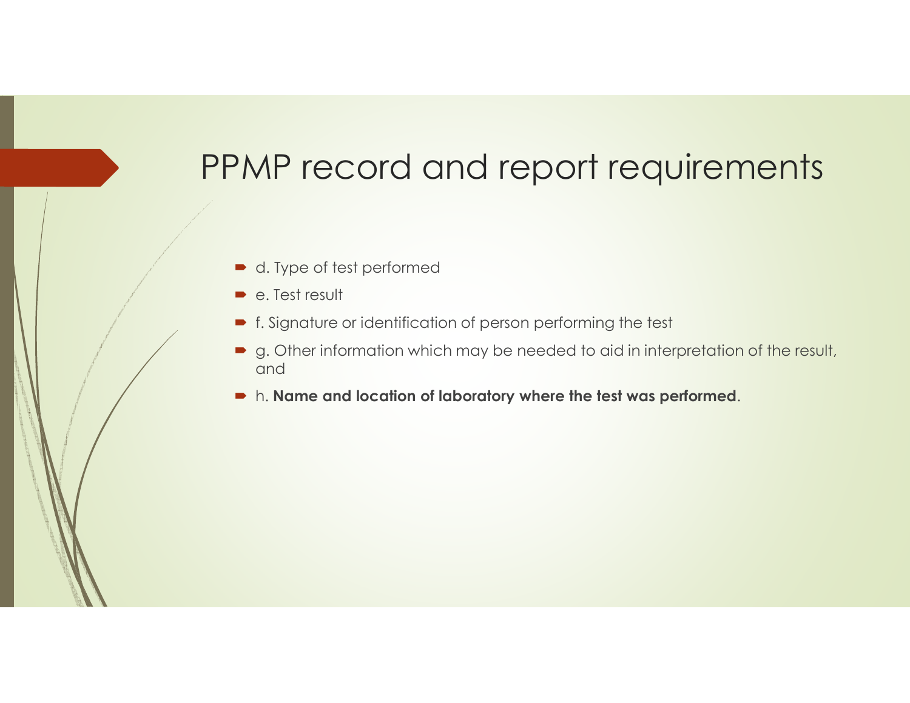# PPMP record and report requirements

- d. Type of test performed
- e. Test result
- f. Signature or identification of person performing the test
- g. Other information which may be needed to aid in interpretation of the result, and
- h. **Name and location of laboratory where the test was performed**.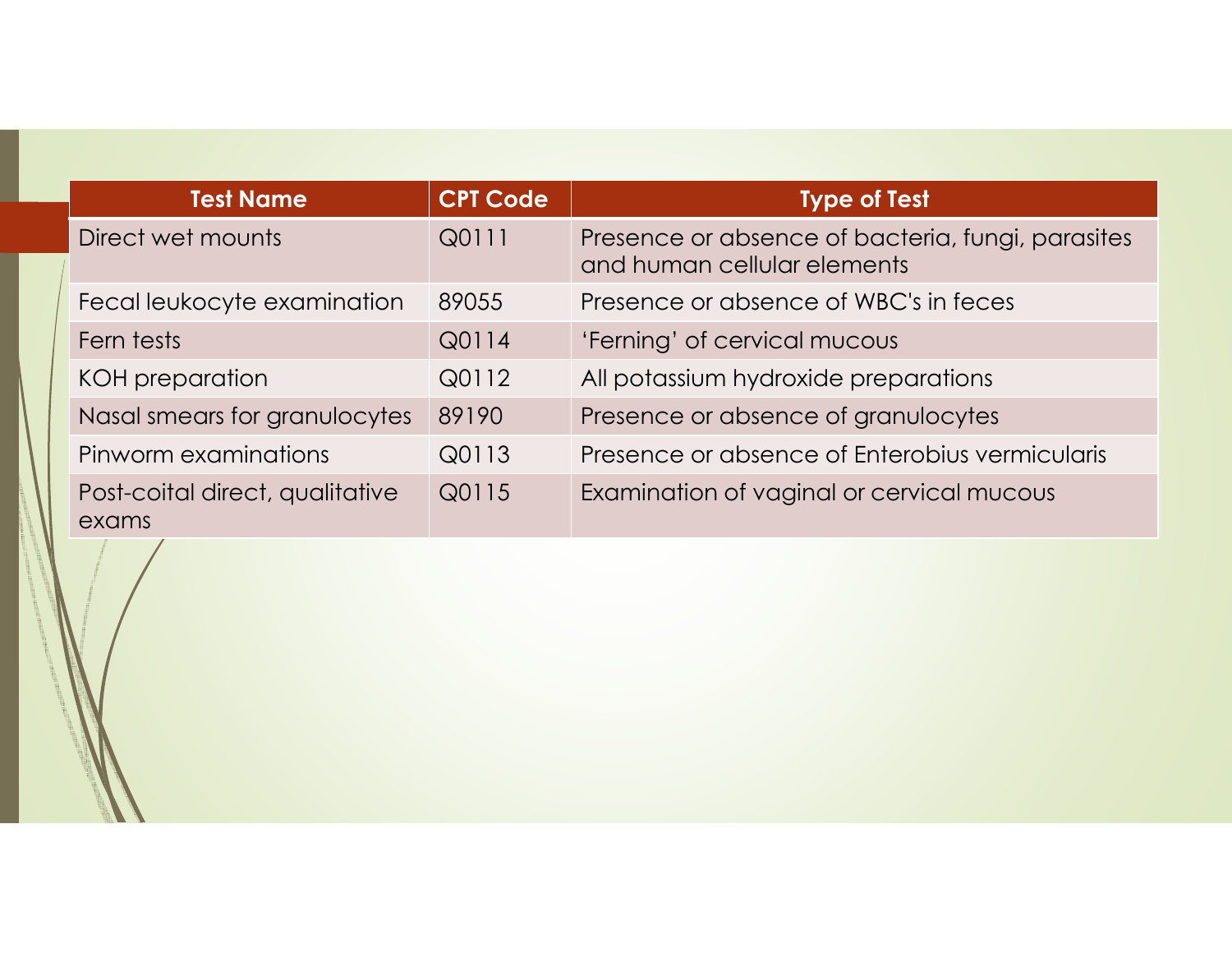| Test Name | CPT Code | Type of Test |
| --- | --- | --- |
| Direct wet mounts | Q0111 | Presence or absence of bacteria, fungi, parasites and human cellular elements |
| Fecal leukocyte examination | 89055 | Presence or absence of WBC's in feces |
| Fern tests | Q0114 | 'Ferning' of cervical mucous |
| KOH preparation | Q0112 | All potassium hydroxide preparations |
| Nasal smears for granulocytes | 89190 | Presence or absence of granulocytes |
| Pinworm examinations | Q0113 | Presence or absence of Enterobius vermicularis |
| Post-coital direct, qualitative exams | Q0115 | Examination of vaginal or cervical mucous |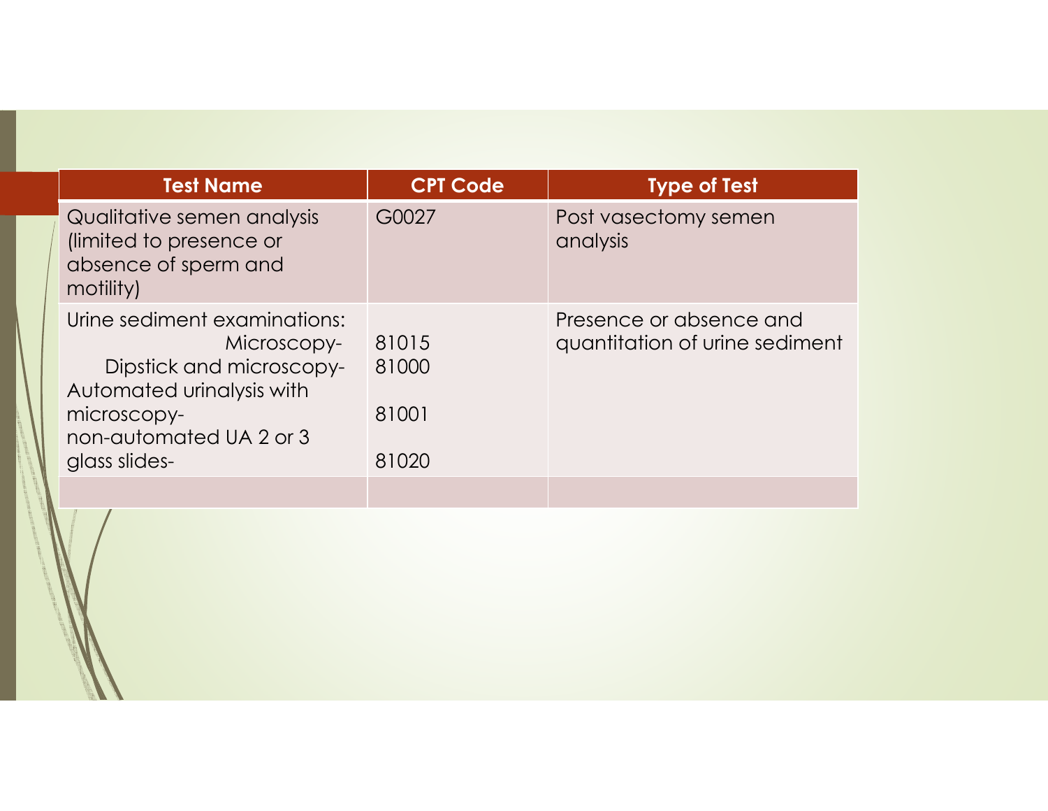| Test Name | CPT Code | Type of Test |
| --- | --- | --- |
| Qualitative semen analysis (limited to presence or absence of sperm and motility) | G0027 | Post vasectomy semen analysis |
| Urine sediment examinations:<br>Microscopy-<br>Dipstick and microscopy-<br>Automated urinalysis with microscopy-<br>non-automated UA 2 or 3 glass slides- | <br>81015<br>81000<br>81001<br>81020 | Presence or absence and quantitation of urine sediment |
| | | |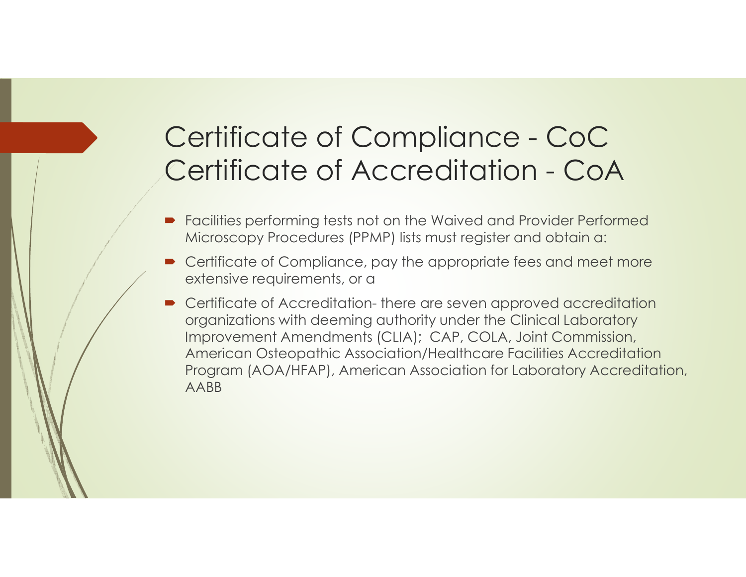# Certificate of Compliance - CoC
# Certificate of Accreditation - CoA

- Facilities performing tests not on the Waived and Provider Performed Microscopy Procedures (PPMP) lists must register and obtain a:
- Certificate of Compliance, pay the appropriate fees and meet more extensive requirements, or a
- Certificate of Accreditation- there are seven approved accreditation organizations with deeming authority under the Clinical Laboratory Improvement Amendments (CLIA); CAP, COLA, Joint Commission, American Osteopathic Association/Healthcare Facilities Accreditation Program (AOA/HFAP), American Association for Laboratory Accreditation, AABB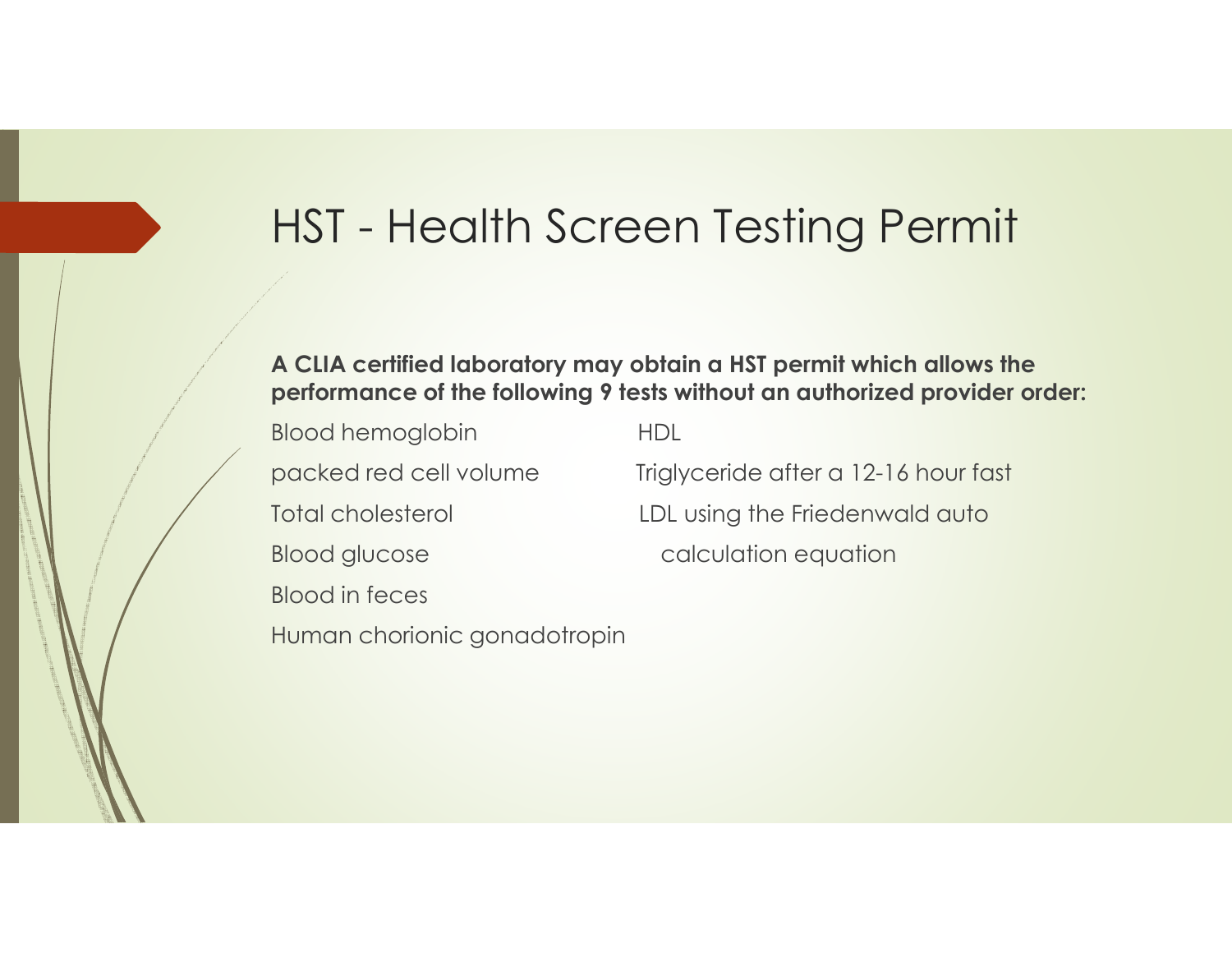# HST - Health Screen Testing Permit

**A CLIA certified laboratory may obtain a HST permit which allows the performance of the following 9 tests without an authorized provider order:**

- Blood hemoglobin
- packed red cell volume
- Total cholesterol
- Blood glucose
- Blood in feces
- Human chorionic gonadotropin
- HDL
- Triglyceride after a 12-16 hour fast
- LDL using the Friedenwald auto calculation equation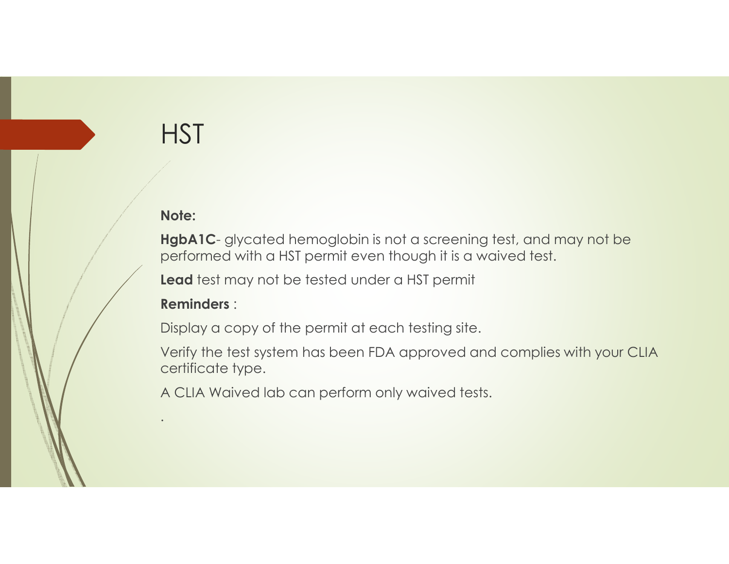# HST

**Note:**

**HgbA1C**- glycated hemoglobin is not a screening test, and may not be performed with a HST permit even though it is a waived test.

**Lead** test may not be tested under a HST permit

**Reminders** :

Display a copy of the permit at each testing site.

Verify the test system has been FDA approved and complies with your CLIA certificate type.

A CLIA Waived lab can perform only waived tests.

.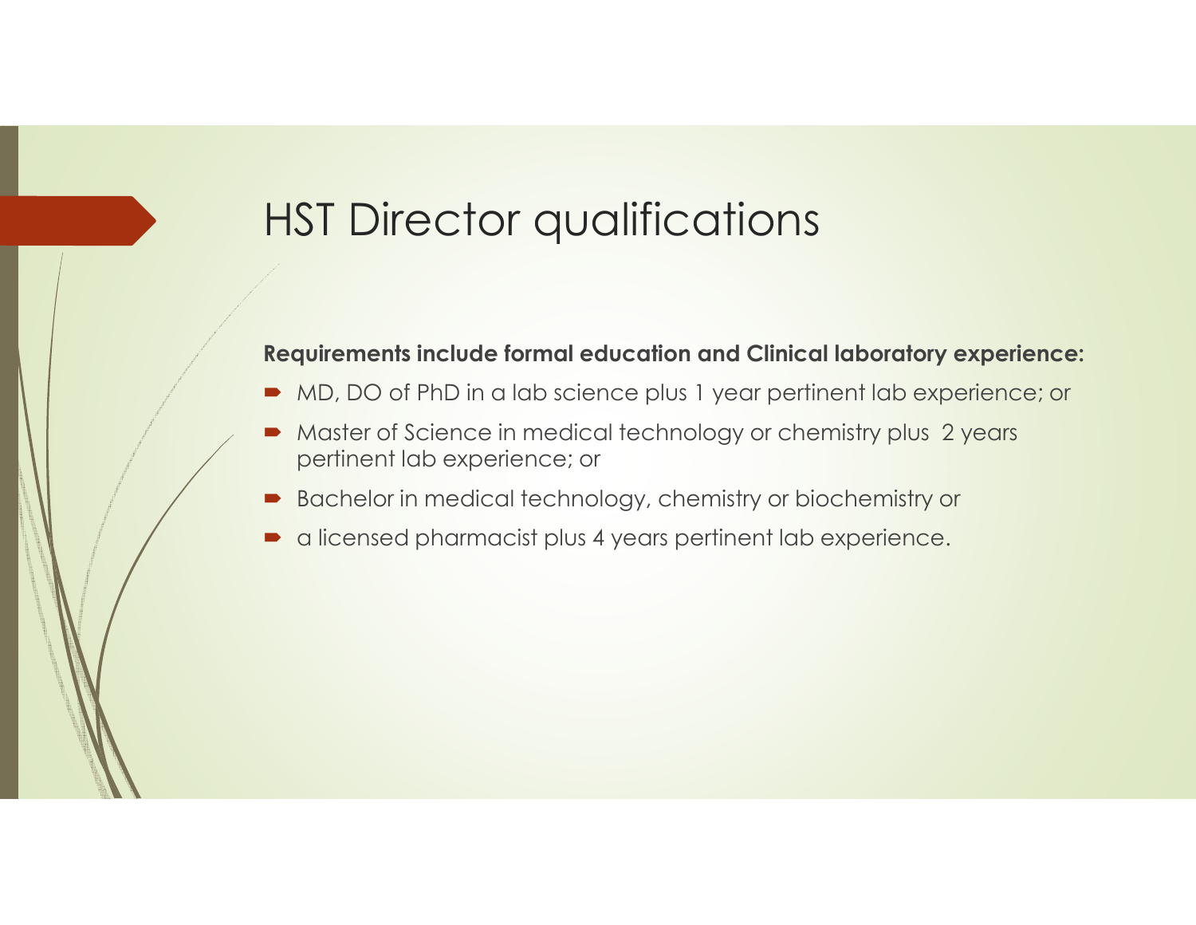# HST Director qualifications

**Requirements include formal education and Clinical laboratory experience:**

- MD, DO of PhD in a lab science plus 1 year pertinent lab experience; or
- Master of Science in medical technology or chemistry plus 2 years pertinent lab experience; or
- Bachelor in medical technology, chemistry or biochemistry or
- a licensed pharmacist plus 4 years pertinent lab experience.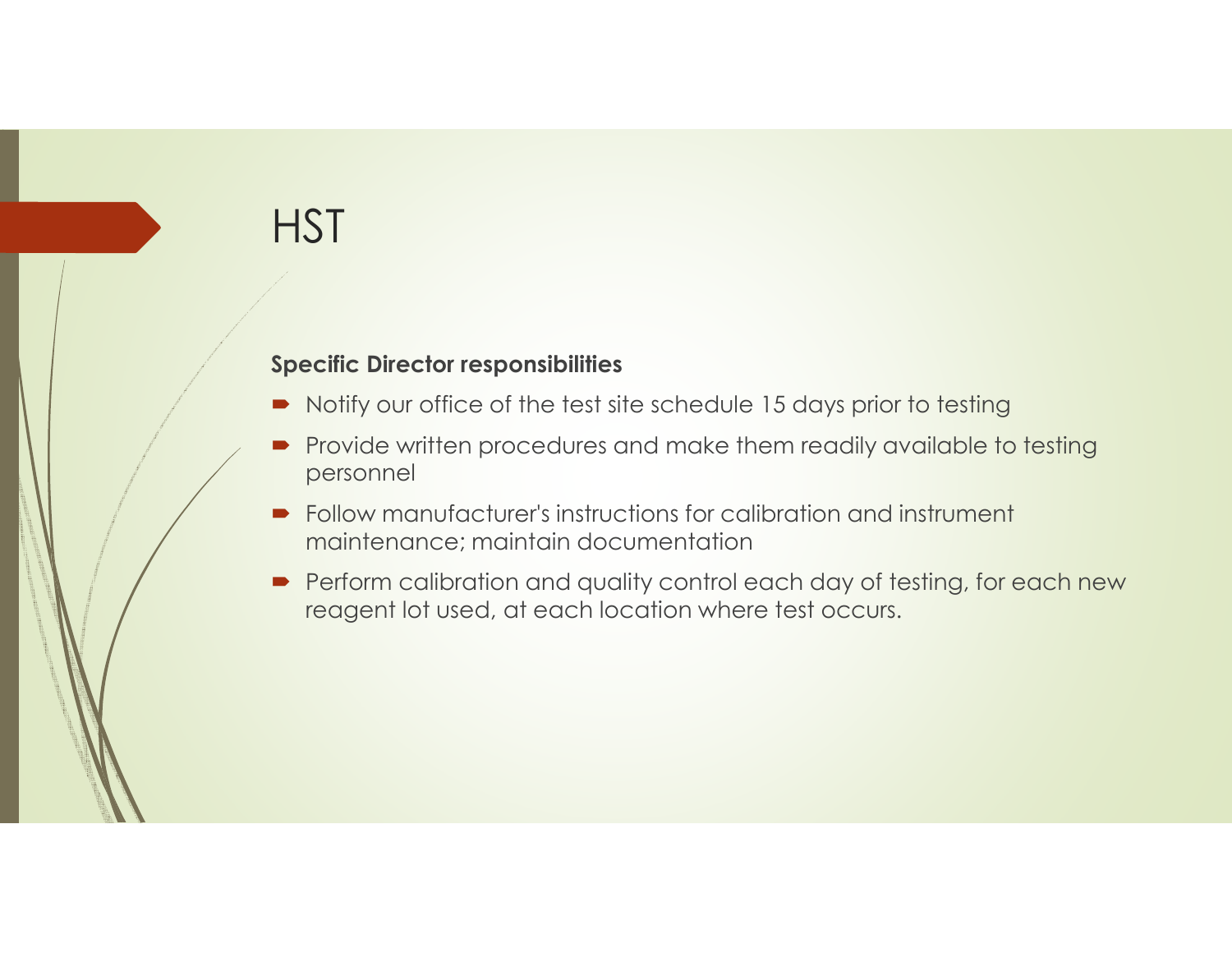# HST

**Specific Director responsibilities**

- Notify our office of the test site schedule 15 days prior to testing
- Provide written procedures and make them readily available to testing personnel
- Follow manufacturer's instructions for calibration and instrument maintenance; maintain documentation
- Perform calibration and quality control each day of testing, for each new reagent lot used, at each location where test occurs.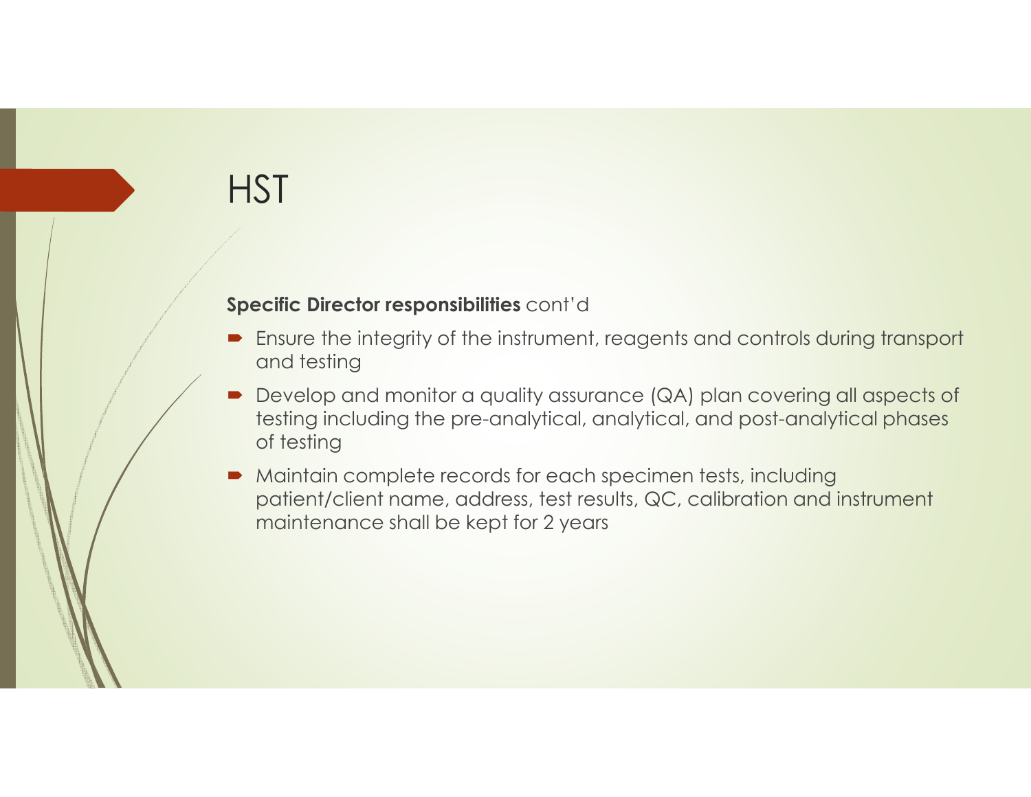# HST

**Specific Director responsibilities** cont'd

- Ensure the integrity of the instrument, reagents and controls during transport and testing
- Develop and monitor a quality assurance (QA) plan covering all aspects of testing including the pre-analytical, analytical, and post-analytical phases of testing
- Maintain complete records for each specimen tests, including patient/client name, address, test results, QC, calibration and instrument maintenance shall be kept for 2 years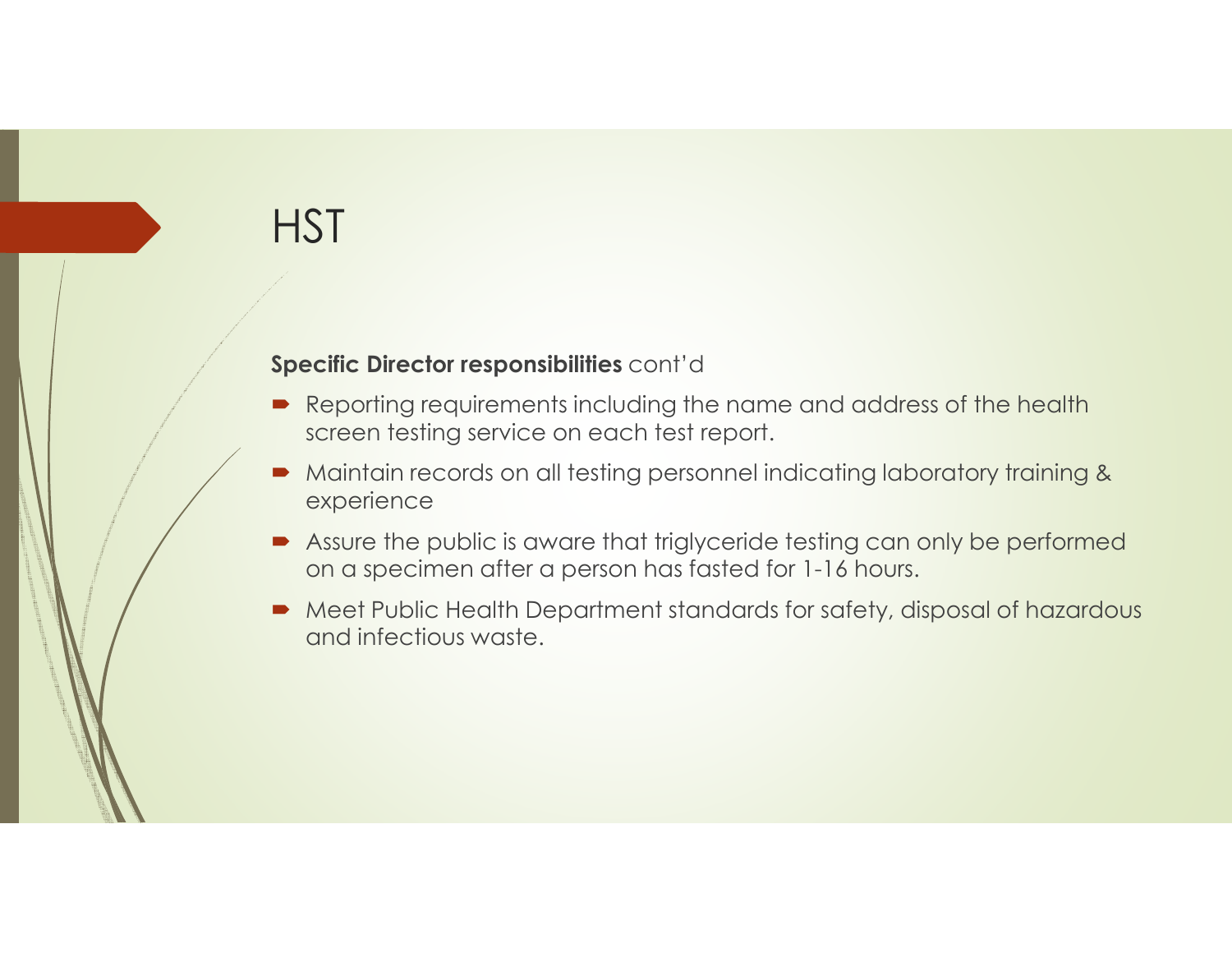# HST

**Specific Director responsibilities** cont'd

- Reporting requirements including the name and address of the health screen testing service on each test report.
- Maintain records on all testing personnel indicating laboratory training & experience
- Assure the public is aware that triglyceride testing can only be performed on a specimen after a person has fasted for 1-16 hours.
- Meet Public Health Department standards for safety, disposal of hazardous and infectious waste.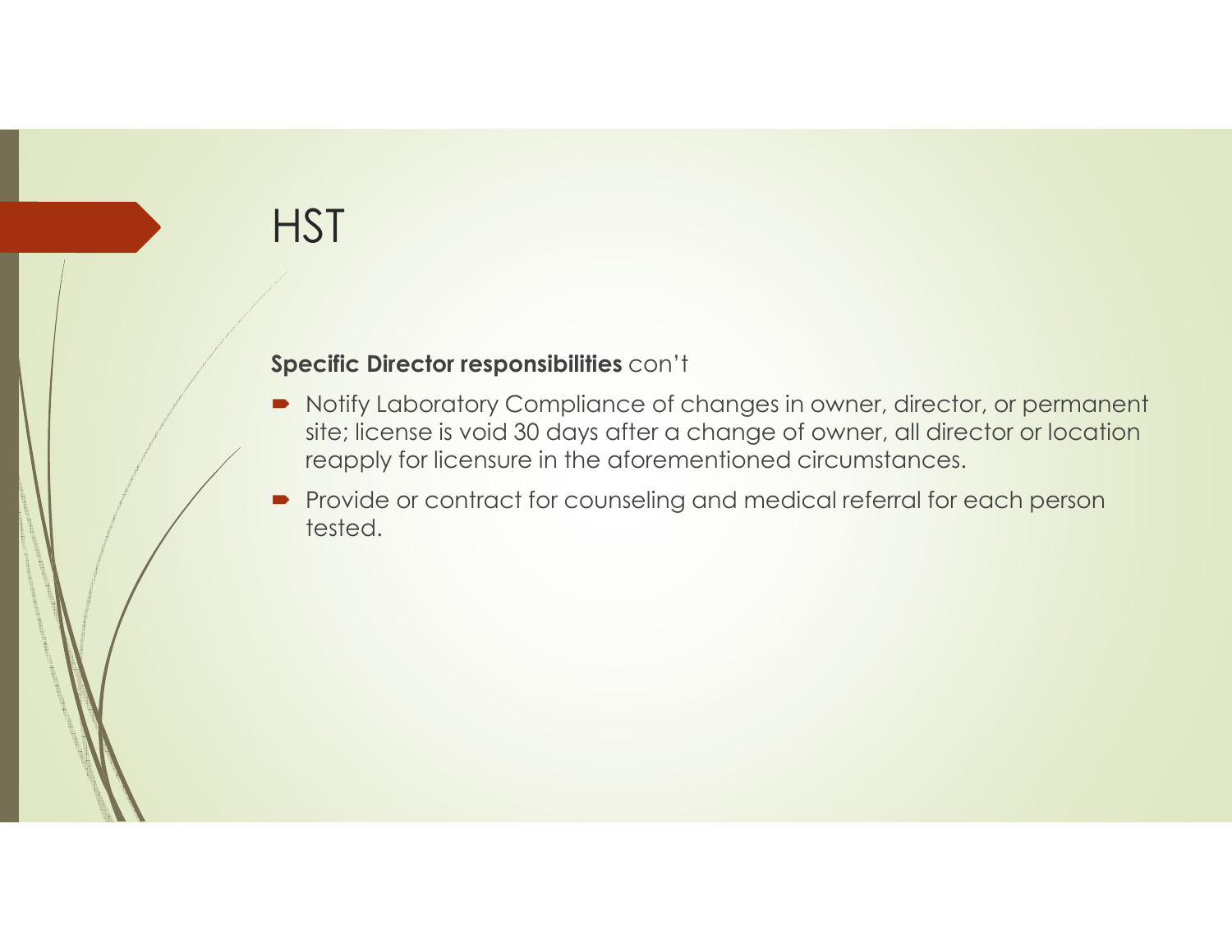# HST

**Specific Director responsibilities** con't

- Notify Laboratory Compliance of changes in owner, director, or permanent site; license is void 30 days after a change of owner, all director or location reapply for licensure in the aforementioned circumstances.
- Provide or contract for counseling and medical referral for each person tested.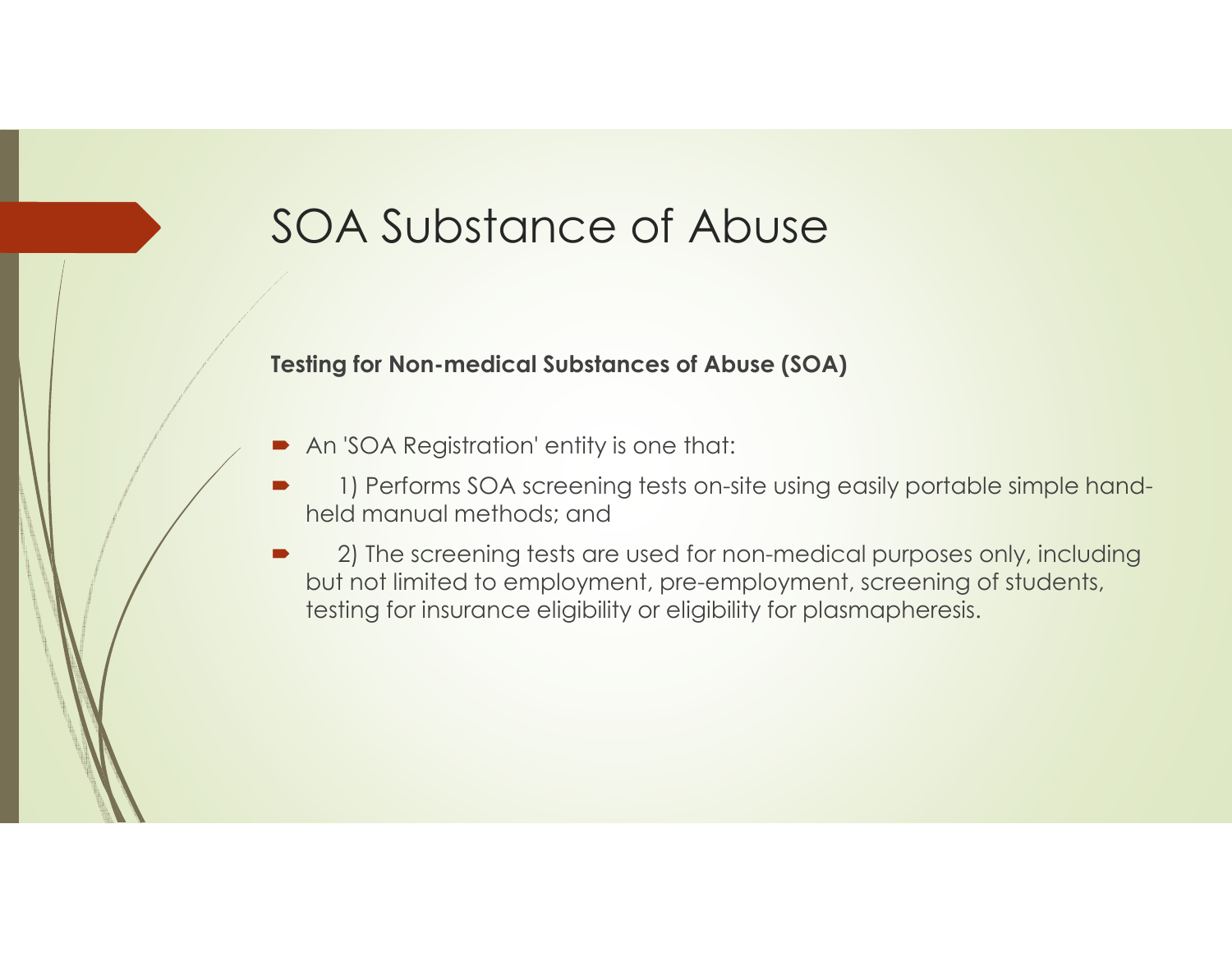# SOA Substance of Abuse

**Testing for Non-medical Substances of Abuse (SOA)**

- An 'SOA Registration' entity is one that:
- 1) Performs SOA screening tests on-site using easily portable simple hand-held manual methods; and
- 2) The screening tests are used for non-medical purposes only, including but not limited to employment, pre-employment, screening of students, testing for insurance eligibility or eligibility for plasmapheresis.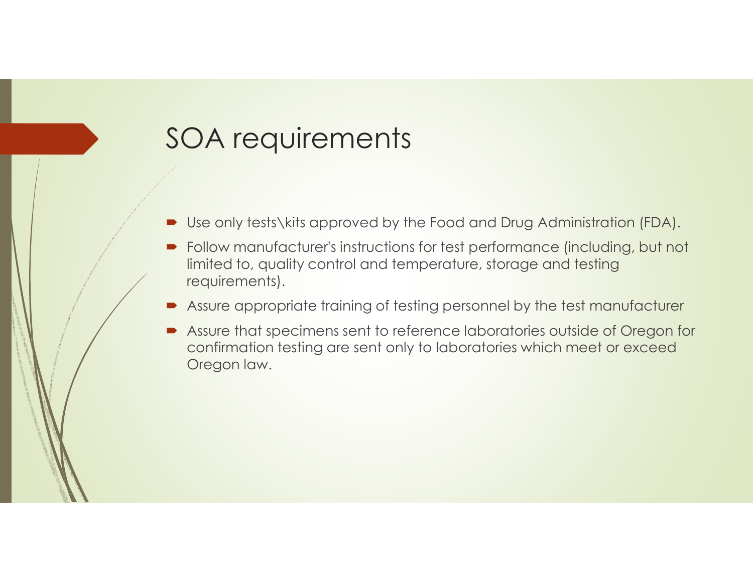# SOA requirements

- Use only tests\kits approved by the Food and Drug Administration (FDA).
- Follow manufacturer's instructions for test performance (including, but not limited to, quality control and temperature, storage and testing requirements).
- Assure appropriate training of testing personnel by the test manufacturer
- Assure that specimens sent to reference laboratories outside of Oregon for confirmation testing are sent only to laboratories which meet or exceed Oregon law.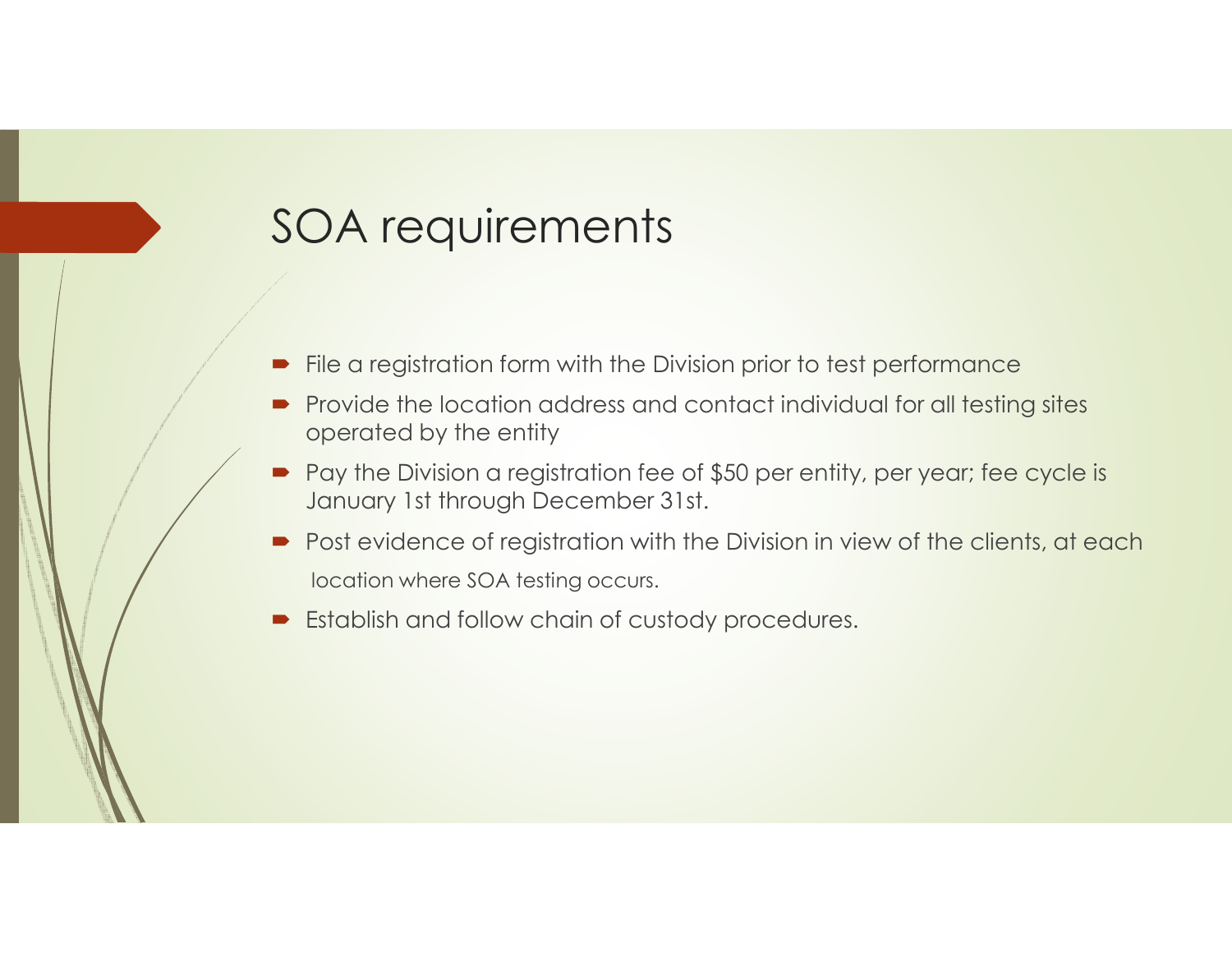# SOA requirements

- File a registration form with the Division prior to test performance
- Provide the location address and contact individual for all testing sites operated by the entity
- Pay the Division a registration fee of $50 per entity, per year; fee cycle is January 1st through December 31st.
- Post evidence of registration with the Division in view of the clients, at each location where SOA testing occurs.
- Establish and follow chain of custody procedures.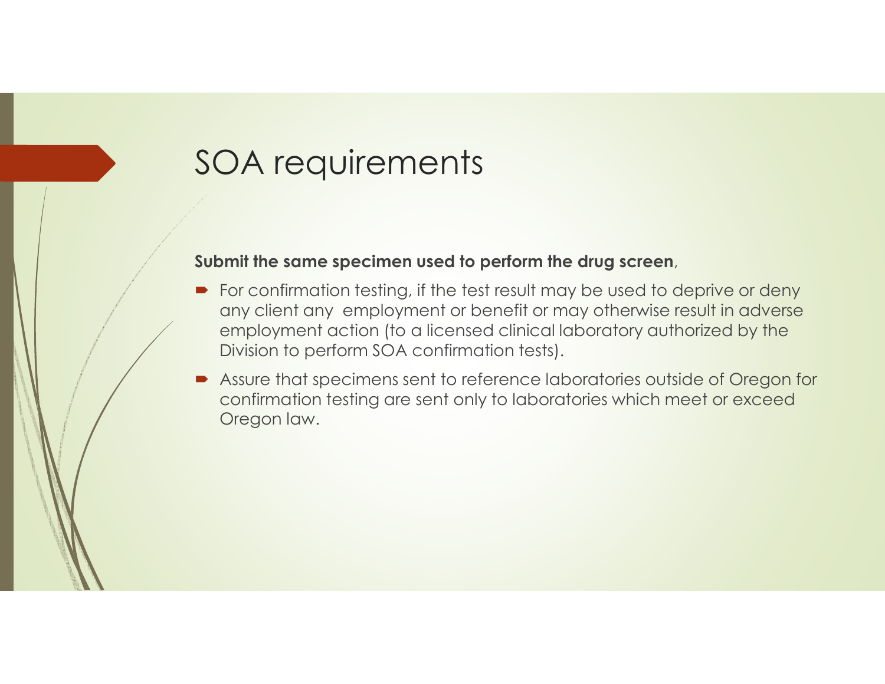# SOA requirements

**Submit the same specimen used to perform the drug screen**,

- For confirmation testing, if the test result may be used to deprive or deny any client any employment or benefit or may otherwise result in adverse employment action (to a licensed clinical laboratory authorized by the Division to perform SOA confirmation tests).
- Assure that specimens sent to reference laboratories outside of Oregon for confirmation testing are sent only to laboratories which meet or exceed Oregon law.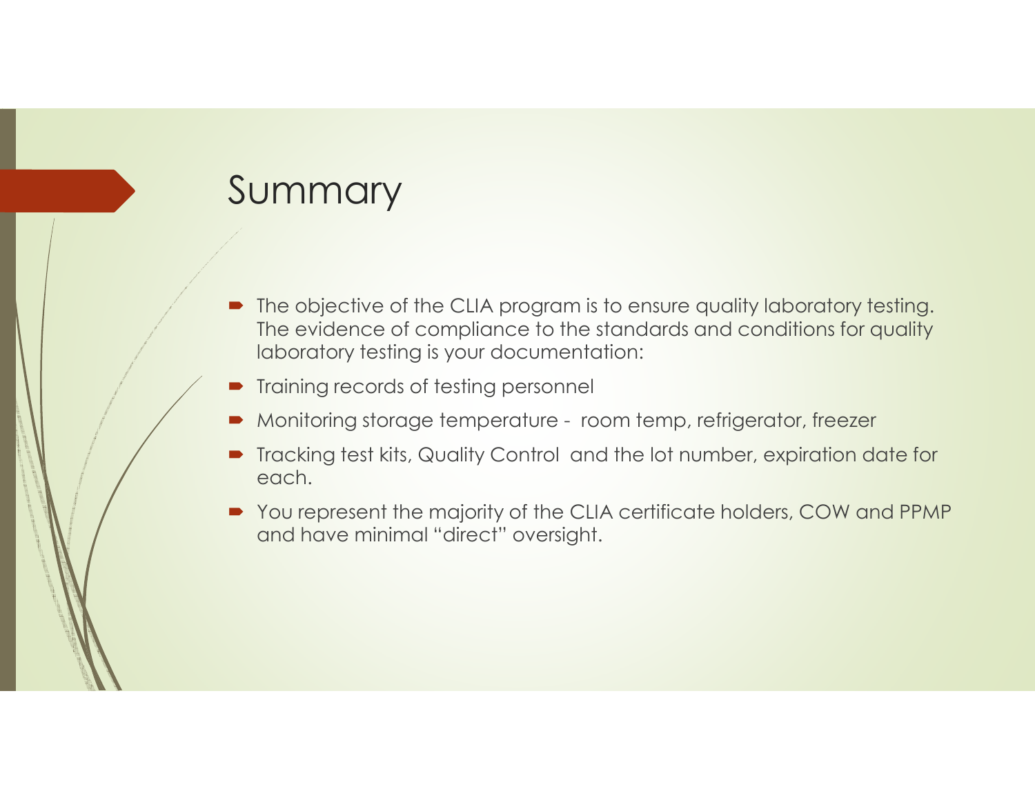# Summary

- The objective of the CLIA program is to ensure quality laboratory testing. The evidence of compliance to the standards and conditions for quality laboratory testing is your documentation:
- Training records of testing personnel
- Monitoring storage temperature - room temp, refrigerator, freezer
- Tracking test kits, Quality Control and the lot number, expiration date for each.
- You represent the majority of the CLIA certificate holders, COW and PPMP and have minimal "direct" oversight.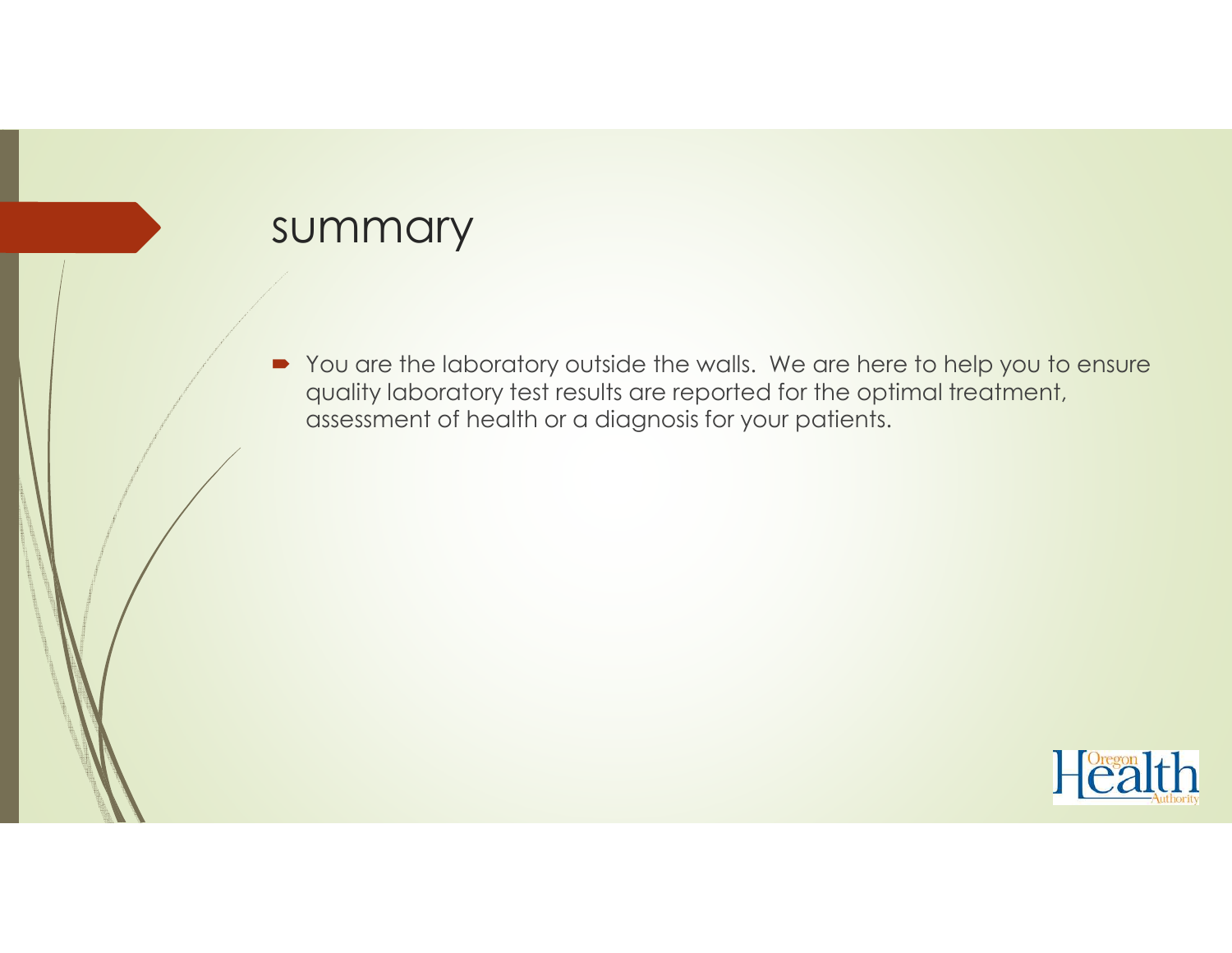# summary

- You are the laboratory outside the walls. We are here to help you to ensure quality laboratory test results are reported for the optimal treatment, assessment of health or a diagnosis for your patients.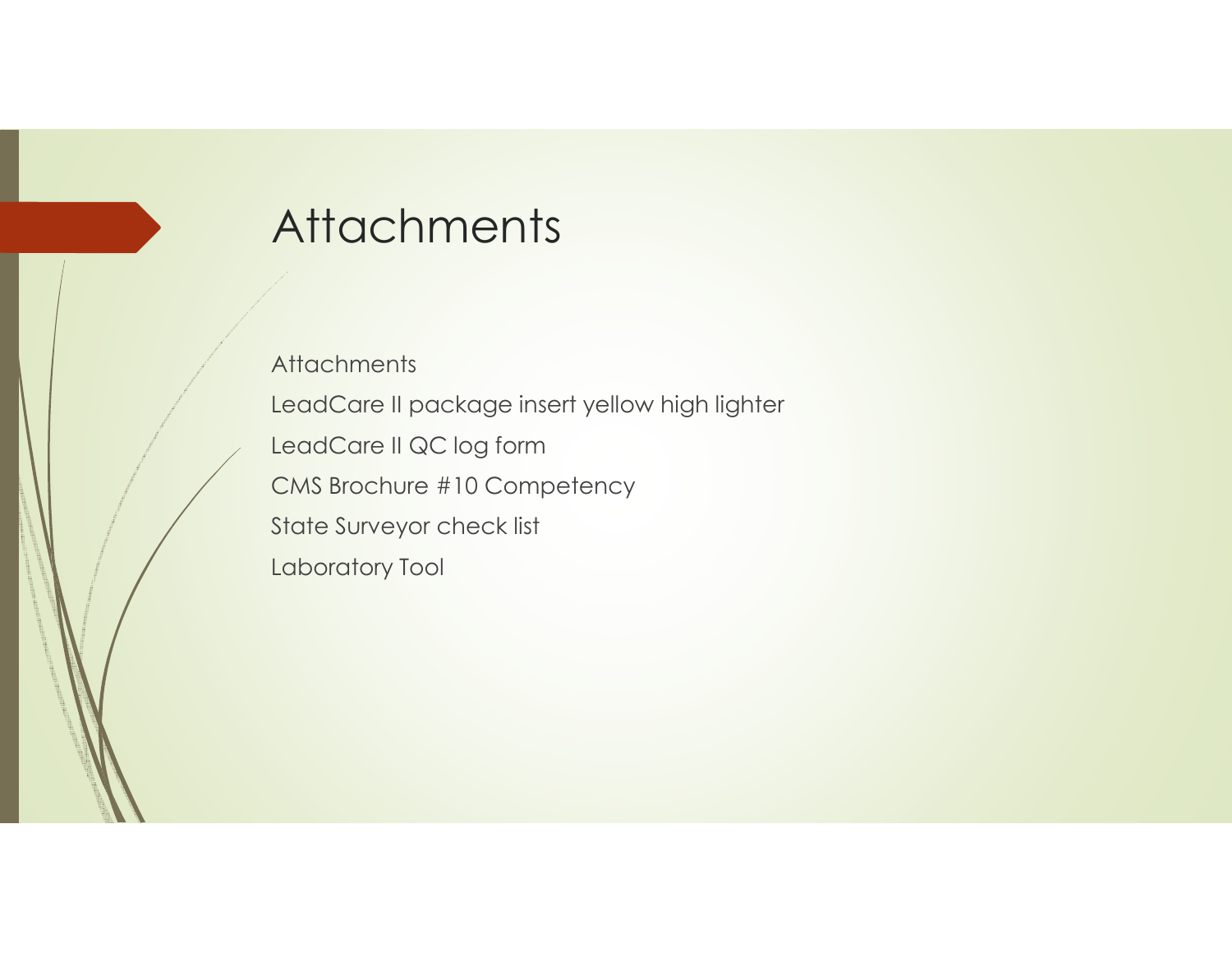# Attachments

Attachments

LeadCare II package insert yellow high lighter

LeadCare II QC log form

CMS Brochure #10 Competency

State Surveyor check list

Laboratory Tool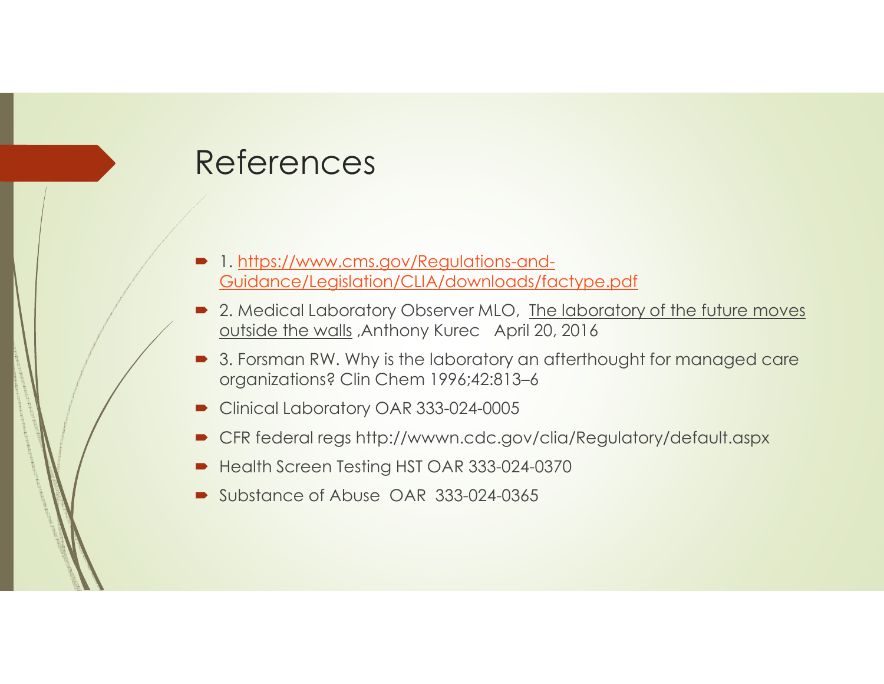# References

- 1. https://www.cms.gov/Regulations-and-Guidance/Legislation/CLIA/downloads/factype.pdf
- 2. Medical Laboratory Observer MLO, The laboratory of the future moves outside the walls ,Anthony Kurec April 20, 2016
- 3. Forsman RW. Why is the laboratory an afterthought for managed care organizations? Clin Chem 1996;42:813–6
- Clinical Laboratory OAR 333-024-0005
- CFR federal regs http://wwwn.cdc.gov/clia/Regulatory/default.aspx
- Health Screen Testing HST OAR 333-024-0370
- Substance of Abuse OAR 333-024-0365